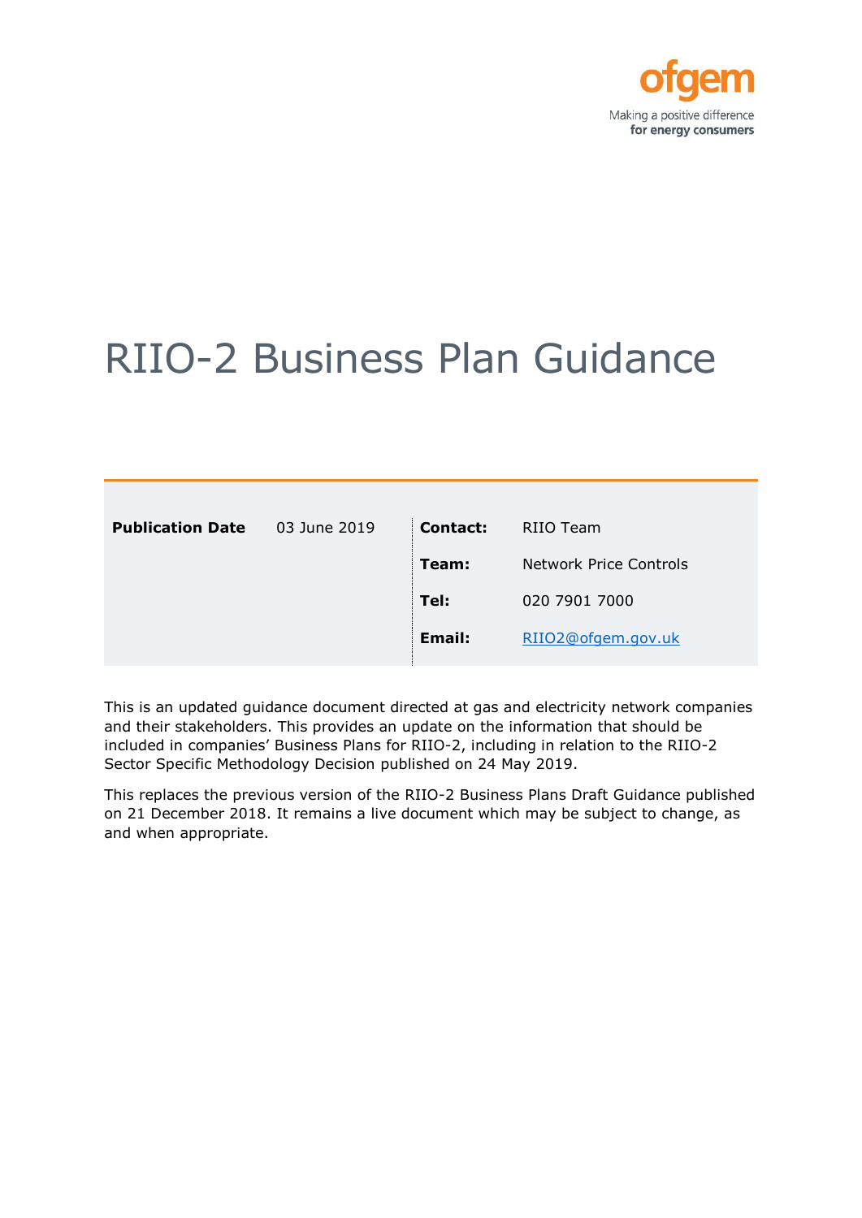ofgem

Making a positive difference
**for energy consumers**

# RIIO-2 Business Plan Guidance

| | | | |
|---|---|---|---|
| **Publication Date** | 03 June 2019 | **Contact:** | RIIO Team |
| | | **Team:** | Network Price Controls |
| | | **Tel:** | 020 7901 7000 |
| | | **Email:** | RIIO2@ofgem.gov.uk |

This is an updated guidance document directed at gas and electricity network companies and their stakeholders. This provides an update on the information that should be included in companies' Business Plans for RIIO-2, including in relation to the RIIO-2 Sector Specific Methodology Decision published on 24 May 2019.

This replaces the previous version of the RIIO-2 Business Plans Draft Guidance published on 21 December 2018. It remains a live document which may be subject to change, as and when appropriate.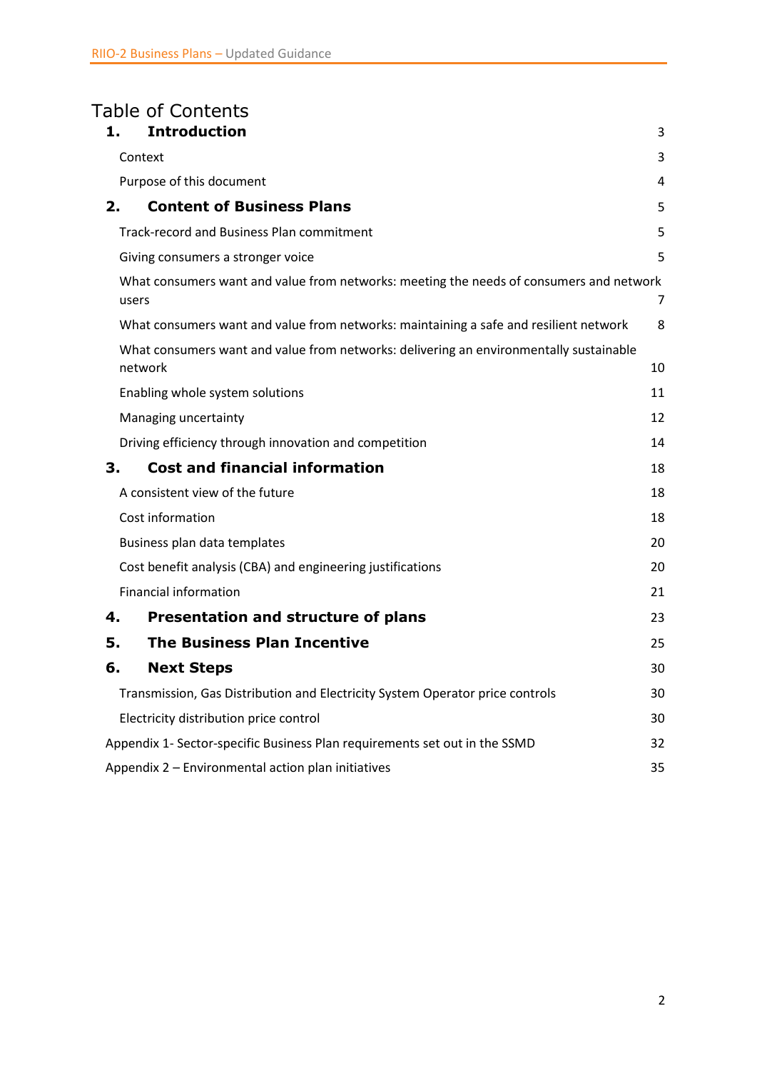# Table of Contents

| | |
|---|---|
| **1. Introduction** | 3 |
| Context | 3 |
| Purpose of this document | 4 |
| **2. Content of Business Plans** | 5 |
| Track-record and Business Plan commitment | 5 |
| Giving consumers a stronger voice | 5 |
| What consumers want and value from networks: meeting the needs of consumers and network users | 7 |
| What consumers want and value from networks: maintaining a safe and resilient network | 8 |
| What consumers want and value from networks: delivering an environmentally sustainable network | 10 |
| Enabling whole system solutions | 11 |
| Managing uncertainty | 12 |
| Driving efficiency through innovation and competition | 14 |
| **3. Cost and financial information** | 18 |
| A consistent view of the future | 18 |
| Cost information | 18 |
| Business plan data templates | 20 |
| Cost benefit analysis (CBA) and engineering justifications | 20 |
| Financial information | 21 |
| **4. Presentation and structure of plans** | 23 |
| **5. The Business Plan Incentive** | 25 |
| **6. Next Steps** | 30 |
| Transmission, Gas Distribution and Electricity System Operator price controls | 30 |
| Electricity distribution price control | 30 |
| Appendix 1- Sector-specific Business Plan requirements set out in the SSMD | 32 |
| Appendix 2 – Environmental action plan initiatives | 35 |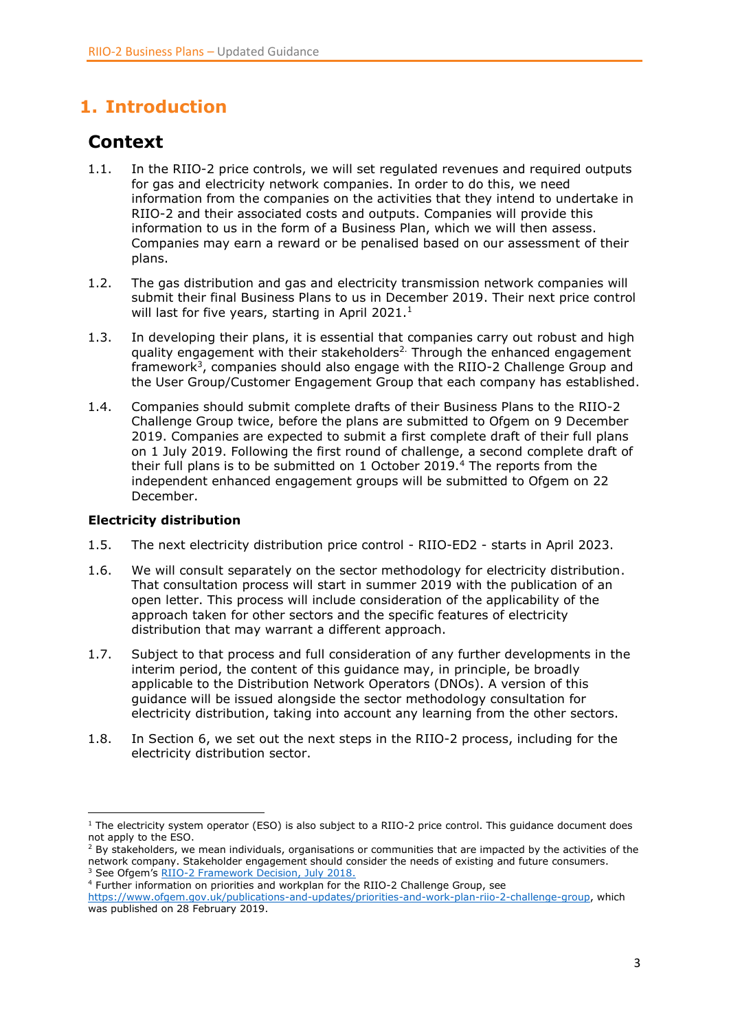# 1. Introduction

## Context

1.1. In the RIIO-2 price controls, we will set regulated revenues and required outputs for gas and electricity network companies. In order to do this, we need information from the companies on the activities that they intend to undertake in RIIO-2 and their associated costs and outputs. Companies will provide this information to us in the form of a Business Plan, which we will then assess. Companies may earn a reward or be penalised based on our assessment of their plans.

1.2. The gas distribution and gas and electricity transmission network companies will submit their final Business Plans to us in December 2019. Their next price control will last for five years, starting in April 2021.[1]

1.3. In developing their plans, it is essential that companies carry out robust and high quality engagement with their stakeholders[2]. Through the enhanced engagement framework[3], companies should also engage with the RIIO-2 Challenge Group and the User Group/Customer Engagement Group that each company has established.

1.4. Companies should submit complete drafts of their Business Plans to the RIIO-2 Challenge Group twice, before the plans are submitted to Ofgem on 9 December 2019. Companies are expected to submit a first complete draft of their full plans on 1 July 2019. Following the first round of challenge, a second complete draft of their full plans is to be submitted on 1 October 2019.[4] The reports from the independent enhanced engagement groups will be submitted to Ofgem on 22 December.

### Electricity distribution

1.5. The next electricity distribution price control - RIIO-ED2 - starts in April 2023.

1.6. We will consult separately on the sector methodology for electricity distribution. That consultation process will start in summer 2019 with the publication of an open letter. This process will include consideration of the applicability of the approach taken for other sectors and the specific features of electricity distribution that may warrant a different approach.

1.7. Subject to that process and full consideration of any further developments in the interim period, the content of this guidance may, in principle, be broadly applicable to the Distribution Network Operators (DNOs). A version of this guidance will be issued alongside the sector methodology consultation for electricity distribution, taking into account any learning from the other sectors.

1.8. In Section 6, we set out the next steps in the RIIO-2 process, including for the electricity distribution sector.

---

[1] The electricity system operator (ESO) is also subject to a RIIO-2 price control. This guidance document does not apply to the ESO.

[2] By stakeholders, we mean individuals, organisations or communities that are impacted by the activities of the network company. Stakeholder engagement should consider the needs of existing and future consumers.

[3] See Ofgem's RIIO-2 Framework Decision, July 2018.

[4] Further information on priorities and workplan for the RIIO-2 Challenge Group, see https://www.ofgem.gov.uk/publications-and-updates/priorities-and-work-plan-riio-2-challenge-group, which was published on 28 February 2019.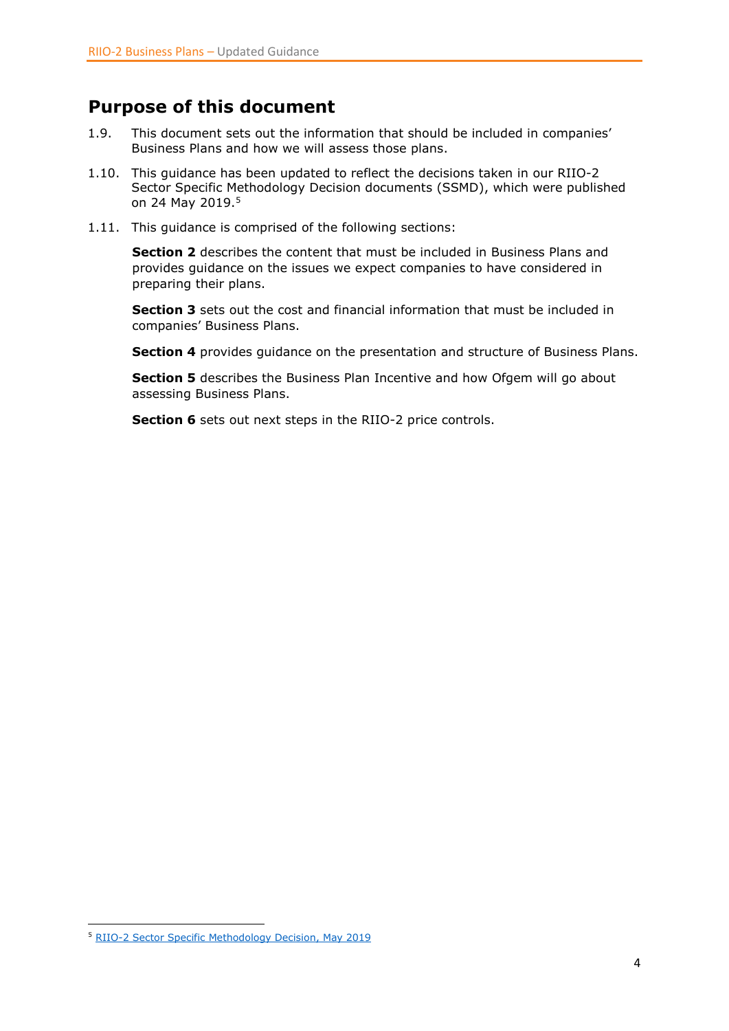## Purpose of this document

1.9. This document sets out the information that should be included in companies' Business Plans and how we will assess those plans.

1.10. This guidance has been updated to reflect the decisions taken in our RIIO-2 Sector Specific Methodology Decision documents (SSMD), which were published on 24 May 2019.[5]

1.11. This guidance is comprised of the following sections:

**Section 2** describes the content that must be included in Business Plans and provides guidance on the issues we expect companies to have considered in preparing their plans.

**Section 3** sets out the cost and financial information that must be included in companies' Business Plans.

**Section 4** provides guidance on the presentation and structure of Business Plans.

**Section 5** describes the Business Plan Incentive and how Ofgem will go about assessing Business Plans.

**Section 6** sets out next steps in the RIIO-2 price controls.

---

[5] RIIO-2 Sector Specific Methodology Decision, May 2019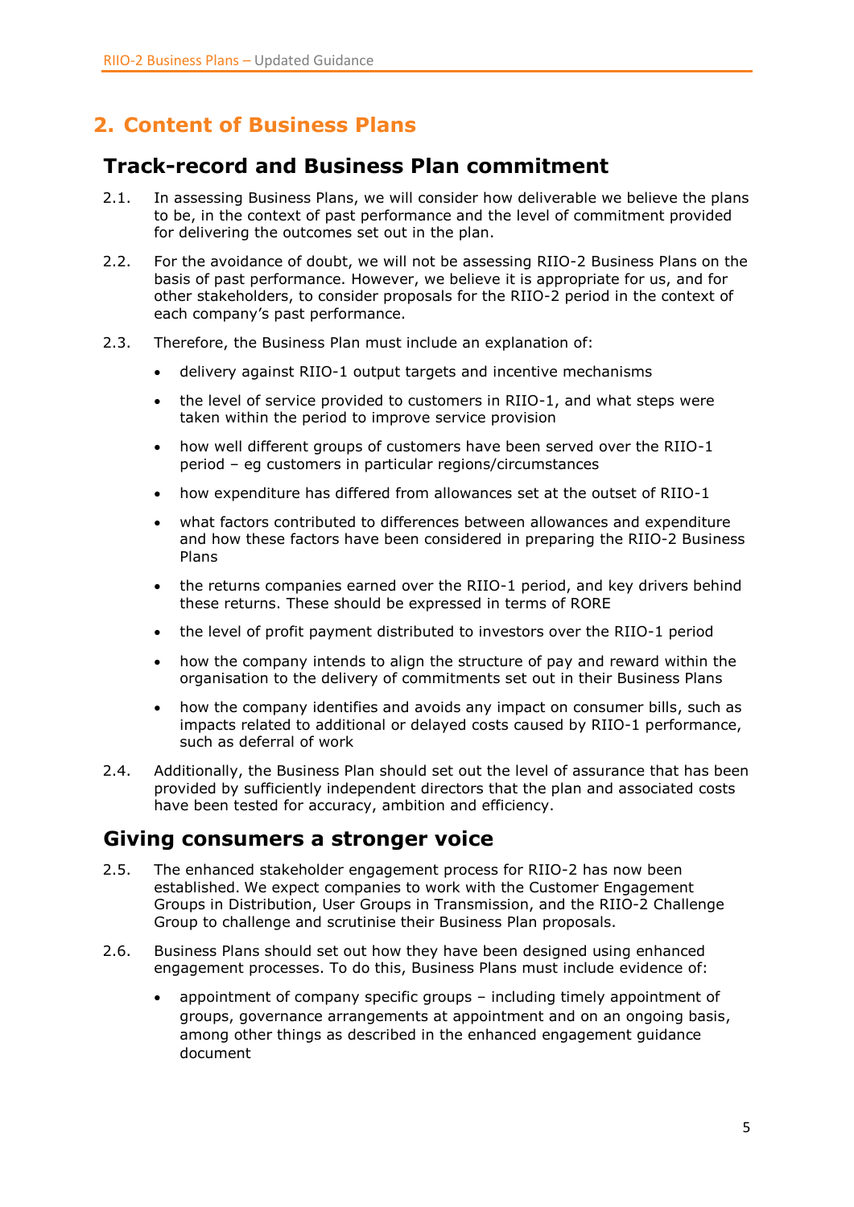## 2. Content of Business Plans

### Track-record and Business Plan commitment

2.1. In assessing Business Plans, we will consider how deliverable we believe the plans to be, in the context of past performance and the level of commitment provided for delivering the outcomes set out in the plan.

2.2. For the avoidance of doubt, we will not be assessing RIIO-2 Business Plans on the basis of past performance. However, we believe it is appropriate for us, and for other stakeholders, to consider proposals for the RIIO-2 period in the context of each company's past performance.

2.3. Therefore, the Business Plan must include an explanation of:

- delivery against RIIO-1 output targets and incentive mechanisms
- the level of service provided to customers in RIIO-1, and what steps were taken within the period to improve service provision
- how well different groups of customers have been served over the RIIO-1 period – eg customers in particular regions/circumstances
- how expenditure has differed from allowances set at the outset of RIIO-1
- what factors contributed to differences between allowances and expenditure and how these factors have been considered in preparing the RIIO-2 Business Plans
- the returns companies earned over the RIIO-1 period, and key drivers behind these returns. These should be expressed in terms of RORE
- the level of profit payment distributed to investors over the RIIO-1 period
- how the company intends to align the structure of pay and reward within the organisation to the delivery of commitments set out in their Business Plans
- how the company identifies and avoids any impact on consumer bills, such as impacts related to additional or delayed costs caused by RIIO-1 performance, such as deferral of work

2.4. Additionally, the Business Plan should set out the level of assurance that has been provided by sufficiently independent directors that the plan and associated costs have been tested for accuracy, ambition and efficiency.

### Giving consumers a stronger voice

2.5. The enhanced stakeholder engagement process for RIIO-2 has now been established. We expect companies to work with the Customer Engagement Groups in Distribution, User Groups in Transmission, and the RIIO-2 Challenge Group to challenge and scrutinise their Business Plan proposals.

2.6. Business Plans should set out how they have been designed using enhanced engagement processes. To do this, Business Plans must include evidence of:

- appointment of company specific groups – including timely appointment of groups, governance arrangements at appointment and on an ongoing basis, among other things as described in the enhanced engagement guidance document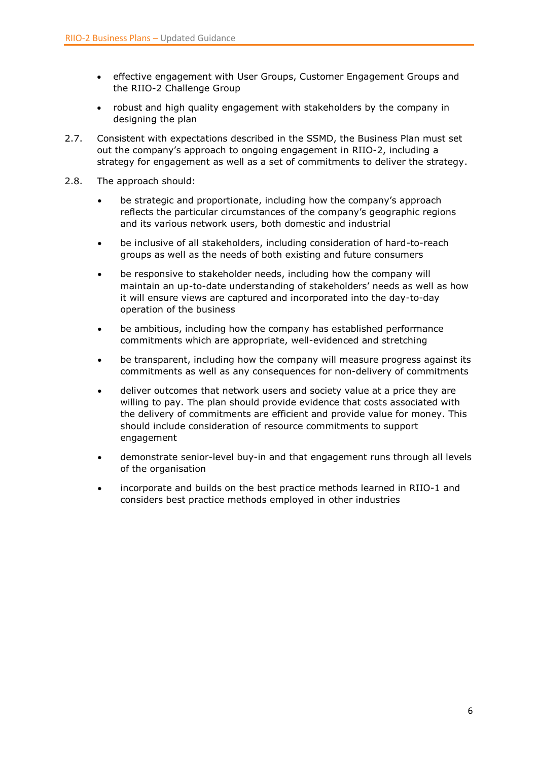- effective engagement with User Groups, Customer Engagement Groups and the RIIO-2 Challenge Group
- robust and high quality engagement with stakeholders by the company in designing the plan

2.7. Consistent with expectations described in the SSMD, the Business Plan must set out the company's approach to ongoing engagement in RIIO-2, including a strategy for engagement as well as a set of commitments to deliver the strategy.

2.8. The approach should:

- be strategic and proportionate, including how the company's approach reflects the particular circumstances of the company's geographic regions and its various network users, both domestic and industrial
- be inclusive of all stakeholders, including consideration of hard-to-reach groups as well as the needs of both existing and future consumers
- be responsive to stakeholder needs, including how the company will maintain an up-to-date understanding of stakeholders' needs as well as how it will ensure views are captured and incorporated into the day-to-day operation of the business
- be ambitious, including how the company has established performance commitments which are appropriate, well-evidenced and stretching
- be transparent, including how the company will measure progress against its commitments as well as any consequences for non-delivery of commitments
- deliver outcomes that network users and society value at a price they are willing to pay. The plan should provide evidence that costs associated with the delivery of commitments are efficient and provide value for money. This should include consideration of resource commitments to support engagement
- demonstrate senior-level buy-in and that engagement runs through all levels of the organisation
- incorporate and builds on the best practice methods learned in RIIO-1 and considers best practice methods employed in other industries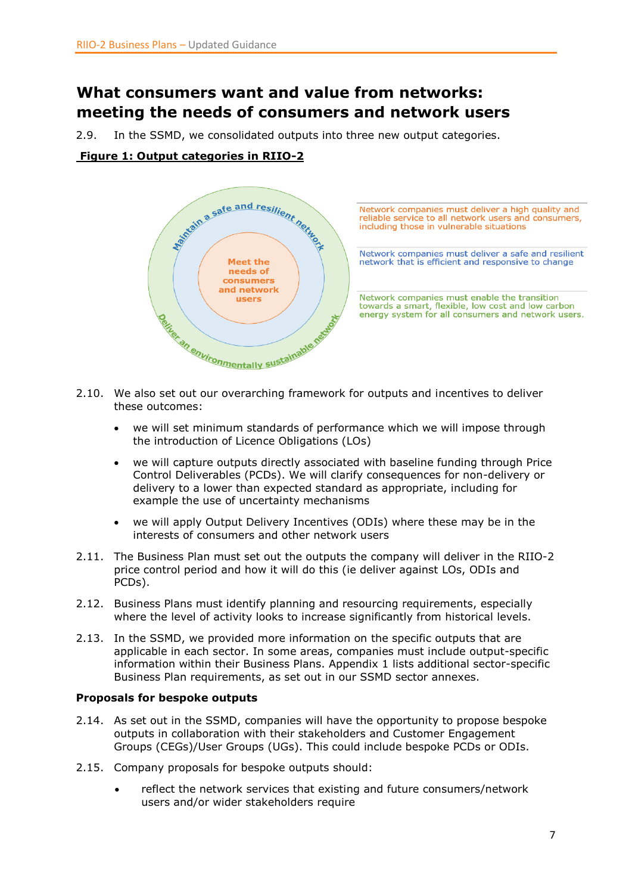## What consumers want and value from networks: meeting the needs of consumers and network users

2.9. In the SSMD, we consolidated outputs into three new output categories.

**Figure 1: Output categories in RIIO-2**

Meet the needs of consumers and network users

Maintain a safe and resilient network

Deliver an environmentally sustainable network

Network companies must deliver a high quality and reliable service to all network users and consumers, including those in vulnerable situations

Network companies must deliver a safe and resilient network that is efficient and responsive to change

Network companies must enable the transition towards a smart, flexible, low cost and low carbon energy system for all consumers and network users.

2.10. We also set out our overarching framework for outputs and incentives to deliver these outcomes:

- we will set minimum standards of performance which we will impose through the introduction of Licence Obligations (LOs)
- we will capture outputs directly associated with baseline funding through Price Control Deliverables (PCDs). We will clarify consequences for non-delivery or delivery to a lower than expected standard as appropriate, including for example the use of uncertainty mechanisms
- we will apply Output Delivery Incentives (ODIs) where these may be in the interests of consumers and other network users

2.11. The Business Plan must set out the outputs the company will deliver in the RIIO-2 price control period and how it will do this (ie deliver against LOs, ODIs and PCDs).

2.12. Business Plans must identify planning and resourcing requirements, especially where the level of activity looks to increase significantly from historical levels.

2.13. In the SSMD, we provided more information on the specific outputs that are applicable in each sector. In some areas, companies must include output-specific information within their Business Plans. Appendix 1 lists additional sector-specific Business Plan requirements, as set out in our SSMD sector annexes.

### Proposals for bespoke outputs

2.14. As set out in the SSMD, companies will have the opportunity to propose bespoke outputs in collaboration with their stakeholders and Customer Engagement Groups (CEGs)/User Groups (UGs). This could include bespoke PCDs or ODIs.

2.15. Company proposals for bespoke outputs should:

- reflect the network services that existing and future consumers/network users and/or wider stakeholders require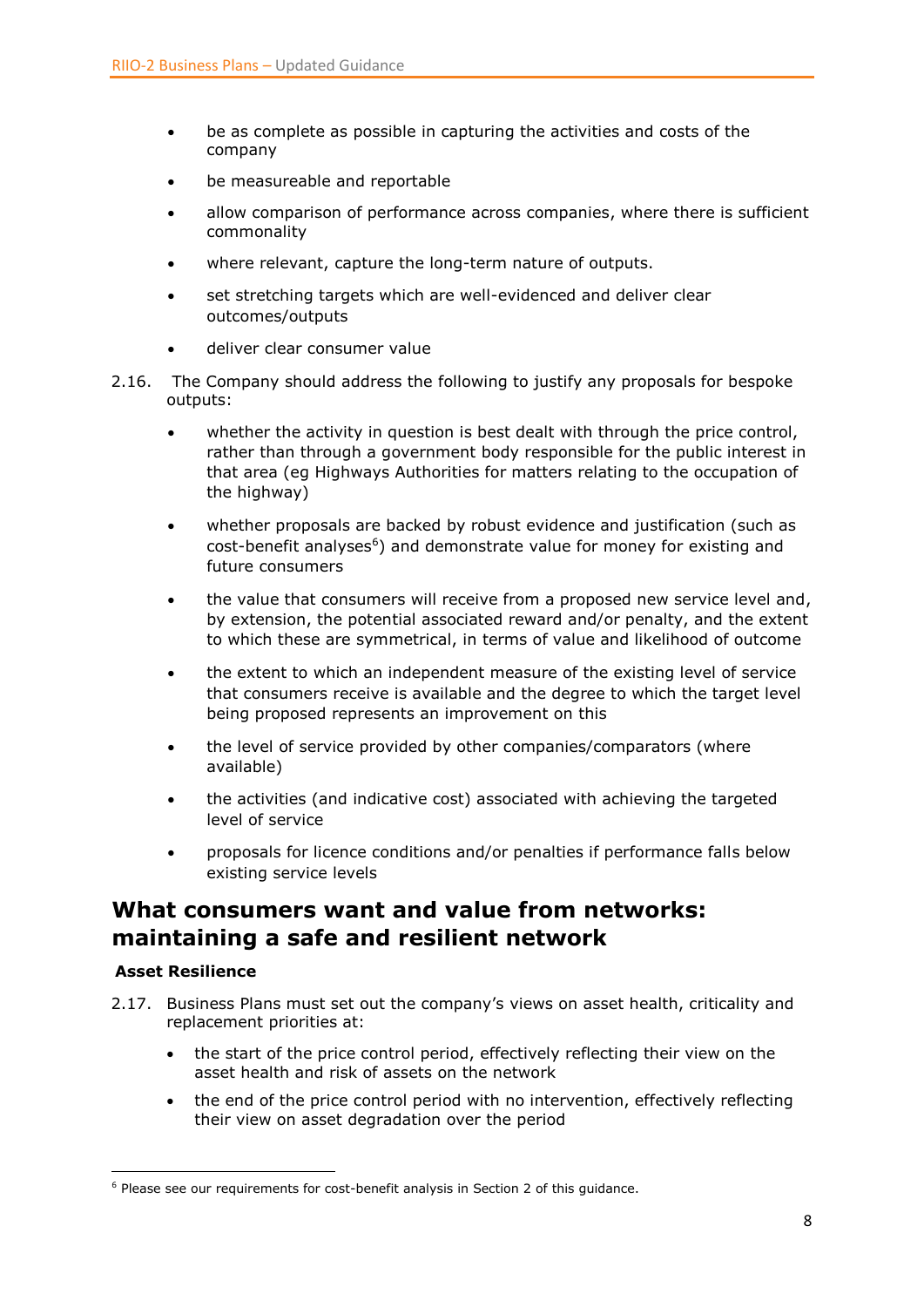- be as complete as possible in capturing the activities and costs of the company
- be measureable and reportable
- allow comparison of performance across companies, where there is sufficient commonality
- where relevant, capture the long-term nature of outputs.
- set stretching targets which are well-evidenced and deliver clear outcomes/outputs
- deliver clear consumer value

2.16. The Company should address the following to justify any proposals for bespoke outputs:

- whether the activity in question is best dealt with through the price control, rather than through a government body responsible for the public interest in that area (eg Highways Authorities for matters relating to the occupation of the highway)
- whether proposals are backed by robust evidence and justification (such as cost-benefit analyses[6]) and demonstrate value for money for existing and future consumers
- the value that consumers will receive from a proposed new service level and, by extension, the potential associated reward and/or penalty, and the extent to which these are symmetrical, in terms of value and likelihood of outcome
- the extent to which an independent measure of the existing level of service that consumers receive is available and the degree to which the target level being proposed represents an improvement on this
- the level of service provided by other companies/comparators (where available)
- the activities (and indicative cost) associated with achieving the targeted level of service
- proposals for licence conditions and/or penalties if performance falls below existing service levels

## What consumers want and value from networks: maintaining a safe and resilient network

### Asset Resilience

2.17. Business Plans must set out the company's views on asset health, criticality and replacement priorities at:

- the start of the price control period, effectively reflecting their view on the asset health and risk of assets on the network
- the end of the price control period with no intervention, effectively reflecting their view on asset degradation over the period

[6] Please see our requirements for cost-benefit analysis in Section 2 of this guidance.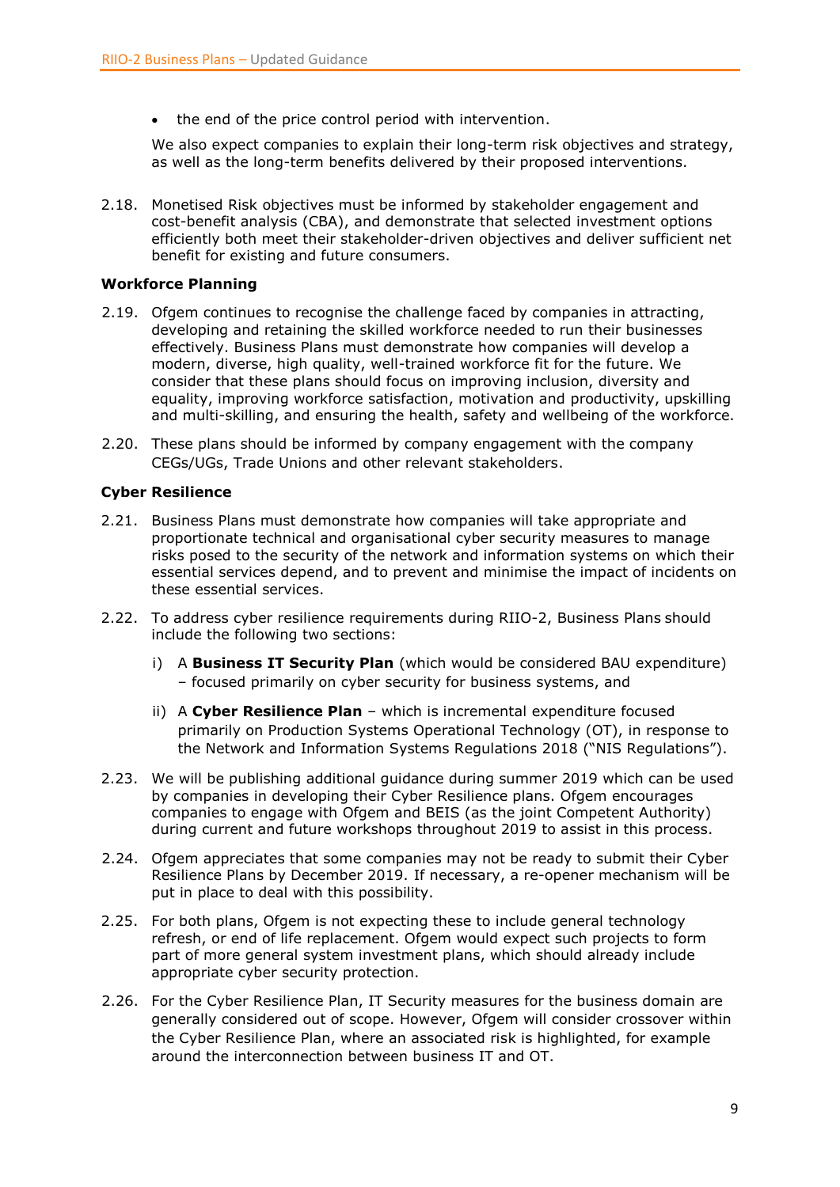- the end of the price control period with intervention.

We also expect companies to explain their long-term risk objectives and strategy, as well as the long-term benefits delivered by their proposed interventions.

2.18. Monetised Risk objectives must be informed by stakeholder engagement and cost-benefit analysis (CBA), and demonstrate that selected investment options efficiently both meet their stakeholder-driven objectives and deliver sufficient net benefit for existing and future consumers.

**Workforce Planning**

2.19. Ofgem continues to recognise the challenge faced by companies in attracting, developing and retaining the skilled workforce needed to run their businesses effectively. Business Plans must demonstrate how companies will develop a modern, diverse, high quality, well-trained workforce fit for the future. We consider that these plans should focus on improving inclusion, diversity and equality, improving workforce satisfaction, motivation and productivity, upskilling and multi-skilling, and ensuring the health, safety and wellbeing of the workforce.

2.20. These plans should be informed by company engagement with the company CEGs/UGs, Trade Unions and other relevant stakeholders.

**Cyber Resilience**

2.21. Business Plans must demonstrate how companies will take appropriate and proportionate technical and organisational cyber security measures to manage risks posed to the security of the network and information systems on which their essential services depend, and to prevent and minimise the impact of incidents on these essential services.

2.22. To address cyber resilience requirements during RIIO-2, Business Plans should include the following two sections:

i) A **Business IT Security Plan** (which would be considered BAU expenditure) – focused primarily on cyber security for business systems, and

ii) A **Cyber Resilience Plan** – which is incremental expenditure focused primarily on Production Systems Operational Technology (OT), in response to the Network and Information Systems Regulations 2018 ("NIS Regulations").

2.23. We will be publishing additional guidance during summer 2019 which can be used by companies in developing their Cyber Resilience plans. Ofgem encourages companies to engage with Ofgem and BEIS (as the joint Competent Authority) during current and future workshops throughout 2019 to assist in this process.

2.24. Ofgem appreciates that some companies may not be ready to submit their Cyber Resilience Plans by December 2019. If necessary, a re-opener mechanism will be put in place to deal with this possibility.

2.25. For both plans, Ofgem is not expecting these to include general technology refresh, or end of life replacement. Ofgem would expect such projects to form part of more general system investment plans, which should already include appropriate cyber security protection.

2.26. For the Cyber Resilience Plan, IT Security measures for the business domain are generally considered out of scope. However, Ofgem will consider crossover within the Cyber Resilience Plan, where an associated risk is highlighted, for example around the interconnection between business IT and OT.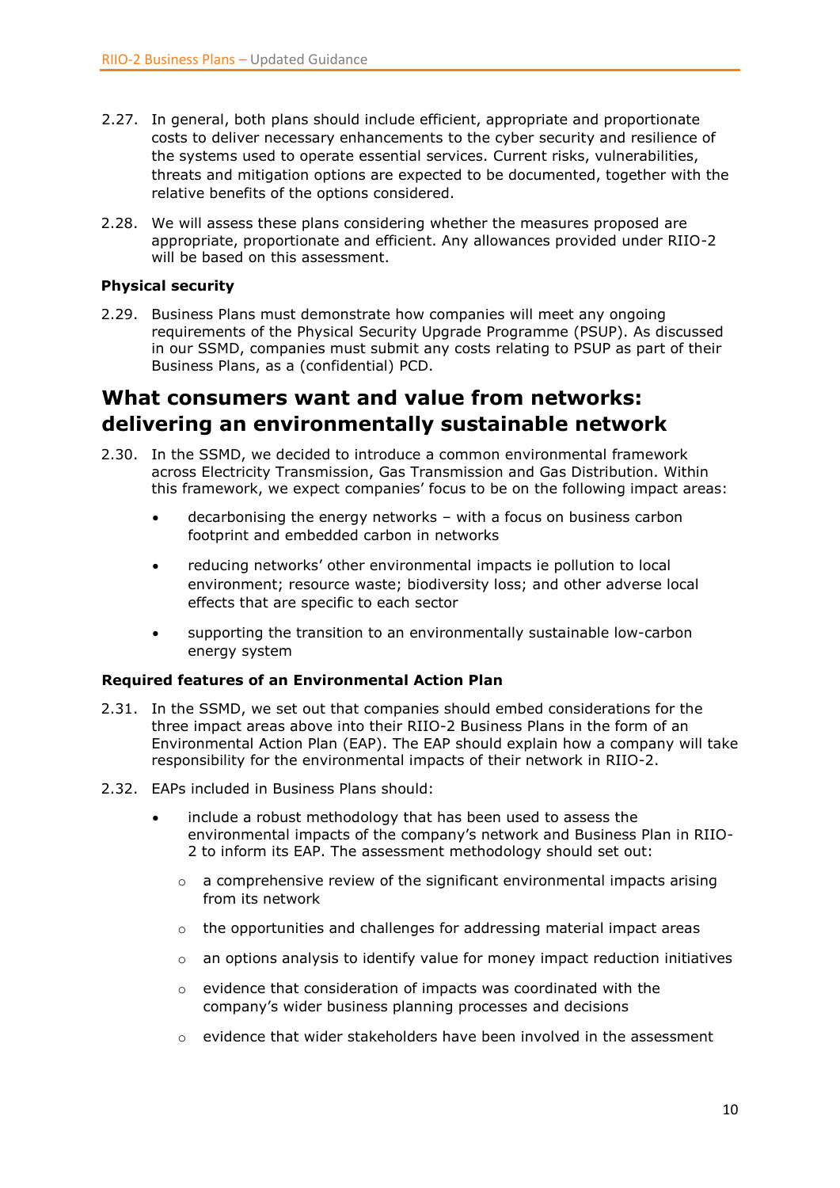2.27. In general, both plans should include efficient, appropriate and proportionate costs to deliver necessary enhancements to the cyber security and resilience of the systems used to operate essential services. Current risks, vulnerabilities, threats and mitigation options are expected to be documented, together with the relative benefits of the options considered.

2.28. We will assess these plans considering whether the measures proposed are appropriate, proportionate and efficient. Any allowances provided under RIIO-2 will be based on this assessment.

**Physical security**

2.29. Business Plans must demonstrate how companies will meet any ongoing requirements of the Physical Security Upgrade Programme (PSUP). As discussed in our SSMD, companies must submit any costs relating to PSUP as part of their Business Plans, as a (confidential) PCD.

## What consumers want and value from networks: delivering an environmentally sustainable network

2.30. In the SSMD, we decided to introduce a common environmental framework across Electricity Transmission, Gas Transmission and Gas Distribution. Within this framework, we expect companies' focus to be on the following impact areas:

- decarbonising the energy networks – with a focus on business carbon footprint and embedded carbon in networks
- reducing networks' other environmental impacts ie pollution to local environment; resource waste; biodiversity loss; and other adverse local effects that are specific to each sector
- supporting the transition to an environmentally sustainable low-carbon energy system

**Required features of an Environmental Action Plan**

2.31. In the SSMD, we set out that companies should embed considerations for the three impact areas above into their RIIO-2 Business Plans in the form of an Environmental Action Plan (EAP). The EAP should explain how a company will take responsibility for the environmental impacts of their network in RIIO-2.

2.32. EAPs included in Business Plans should:

- include a robust methodology that has been used to assess the environmental impacts of the company's network and Business Plan in RIIO-2 to inform its EAP. The assessment methodology should set out:
  - a comprehensive review of the significant environmental impacts arising from its network
  - the opportunities and challenges for addressing material impact areas
  - an options analysis to identify value for money impact reduction initiatives
  - evidence that consideration of impacts was coordinated with the company's wider business planning processes and decisions
  - evidence that wider stakeholders have been involved in the assessment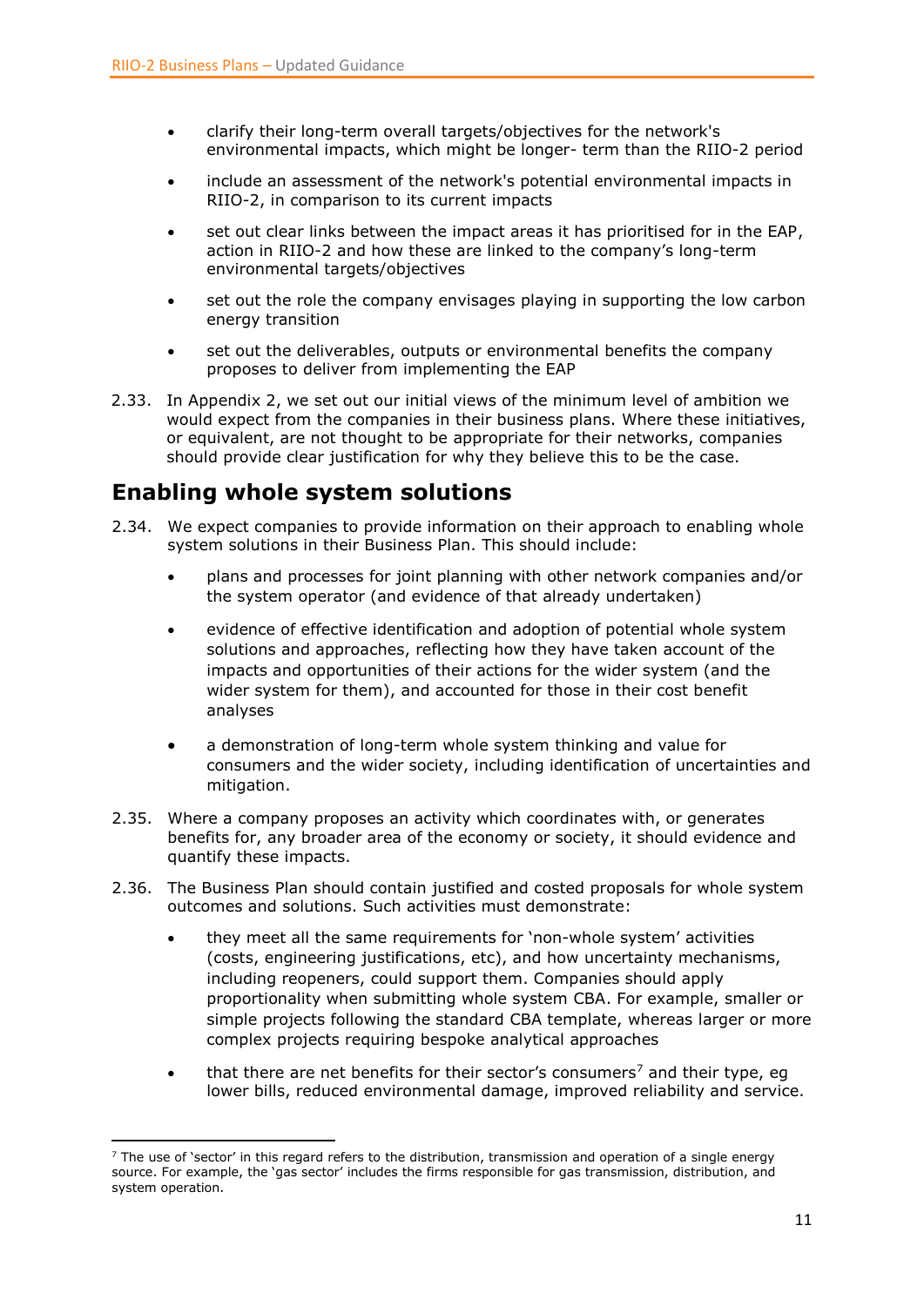- clarify their long-term overall targets/objectives for the network's environmental impacts, which might be longer- term than the RIIO-2 period
- include an assessment of the network's potential environmental impacts in RIIO-2, in comparison to its current impacts
- set out clear links between the impact areas it has prioritised for in the EAP, action in RIIO-2 and how these are linked to the company's long-term environmental targets/objectives
- set out the role the company envisages playing in supporting the low carbon energy transition
- set out the deliverables, outputs or environmental benefits the company proposes to deliver from implementing the EAP

2.33. In Appendix 2, we set out our initial views of the minimum level of ambition we would expect from the companies in their business plans. Where these initiatives, or equivalent, are not thought to be appropriate for their networks, companies should provide clear justification for why they believe this to be the case.

## Enabling whole system solutions

2.34. We expect companies to provide information on their approach to enabling whole system solutions in their Business Plan. This should include:

- plans and processes for joint planning with other network companies and/or the system operator (and evidence of that already undertaken)
- evidence of effective identification and adoption of potential whole system solutions and approaches, reflecting how they have taken account of the impacts and opportunities of their actions for the wider system (and the wider system for them), and accounted for those in their cost benefit analyses
- a demonstration of long-term whole system thinking and value for consumers and the wider society, including identification of uncertainties and mitigation.

2.35. Where a company proposes an activity which coordinates with, or generates benefits for, any broader area of the economy or society, it should evidence and quantify these impacts.

2.36. The Business Plan should contain justified and costed proposals for whole system outcomes and solutions. Such activities must demonstrate:

- they meet all the same requirements for 'non-whole system' activities (costs, engineering justifications, etc), and how uncertainty mechanisms, including reopeners, could support them. Companies should apply proportionality when submitting whole system CBA. For example, smaller or simple projects following the standard CBA template, whereas larger or more complex projects requiring bespoke analytical approaches
- that there are net benefits for their sector's consumers[7] and their type, eg lower bills, reduced environmental damage, improved reliability and service.

[7] The use of 'sector' in this regard refers to the distribution, transmission and operation of a single energy source. For example, the 'gas sector' includes the firms responsible for gas transmission, distribution, and system operation.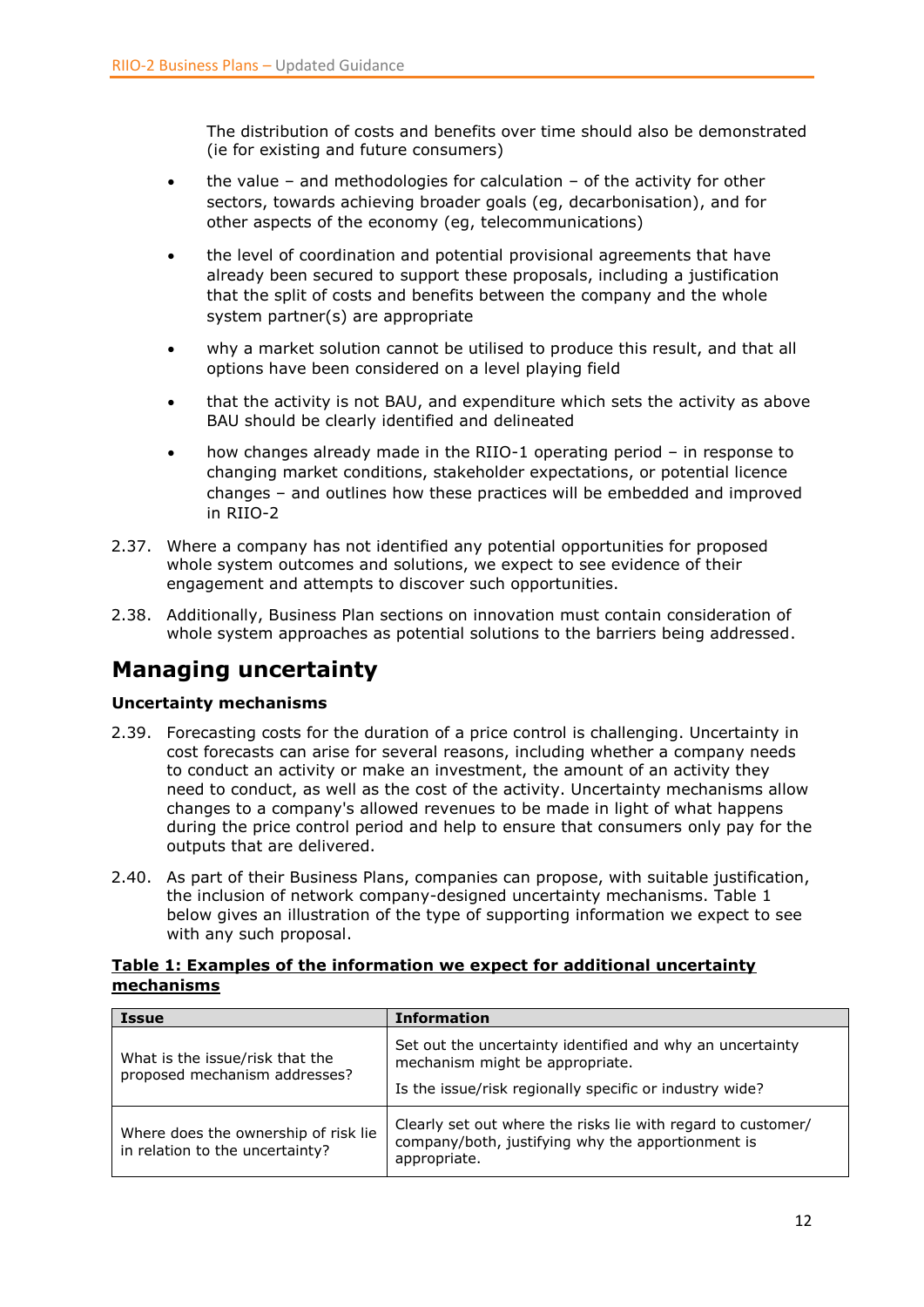The distribution of costs and benefits over time should also be demonstrated (ie for existing and future consumers)

- the value – and methodologies for calculation – of the activity for other sectors, towards achieving broader goals (eg, decarbonisation), and for other aspects of the economy (eg, telecommunications)
- the level of coordination and potential provisional agreements that have already been secured to support these proposals, including a justification that the split of costs and benefits between the company and the whole system partner(s) are appropriate
- why a market solution cannot be utilised to produce this result, and that all options have been considered on a level playing field
- that the activity is not BAU, and expenditure which sets the activity as above BAU should be clearly identified and delineated
- how changes already made in the RIIO-1 operating period – in response to changing market conditions, stakeholder expectations, or potential licence changes – and outlines how these practices will be embedded and improved in RIIO-2

2.37. Where a company has not identified any potential opportunities for proposed whole system outcomes and solutions, we expect to see evidence of their engagement and attempts to discover such opportunities.

2.38. Additionally, Business Plan sections on innovation must contain consideration of whole system approaches as potential solutions to the barriers being addressed.

## Managing uncertainty

### Uncertainty mechanisms

2.39. Forecasting costs for the duration of a price control is challenging. Uncertainty in cost forecasts can arise for several reasons, including whether a company needs to conduct an activity or make an investment, the amount of an activity they need to conduct, as well as the cost of the activity. Uncertainty mechanisms allow changes to a company's allowed revenues to be made in light of what happens during the price control period and help to ensure that consumers only pay for the outputs that are delivered.

2.40. As part of their Business Plans, companies can propose, with suitable justification, the inclusion of network company-designed uncertainty mechanisms. Table 1 below gives an illustration of the type of supporting information we expect to see with any such proposal.

**Table 1: Examples of the information we expect for additional uncertainty mechanisms**

| Issue | Information |
|---|---|
| What is the issue/risk that the proposed mechanism addresses? | Set out the uncertainty identified and why an uncertainty mechanism might be appropriate. Is the issue/risk regionally specific or industry wide? |
| Where does the ownership of risk lie in relation to the uncertainty? | Clearly set out where the risks lie with regard to customer/ company/both, justifying why the apportionment is appropriate. |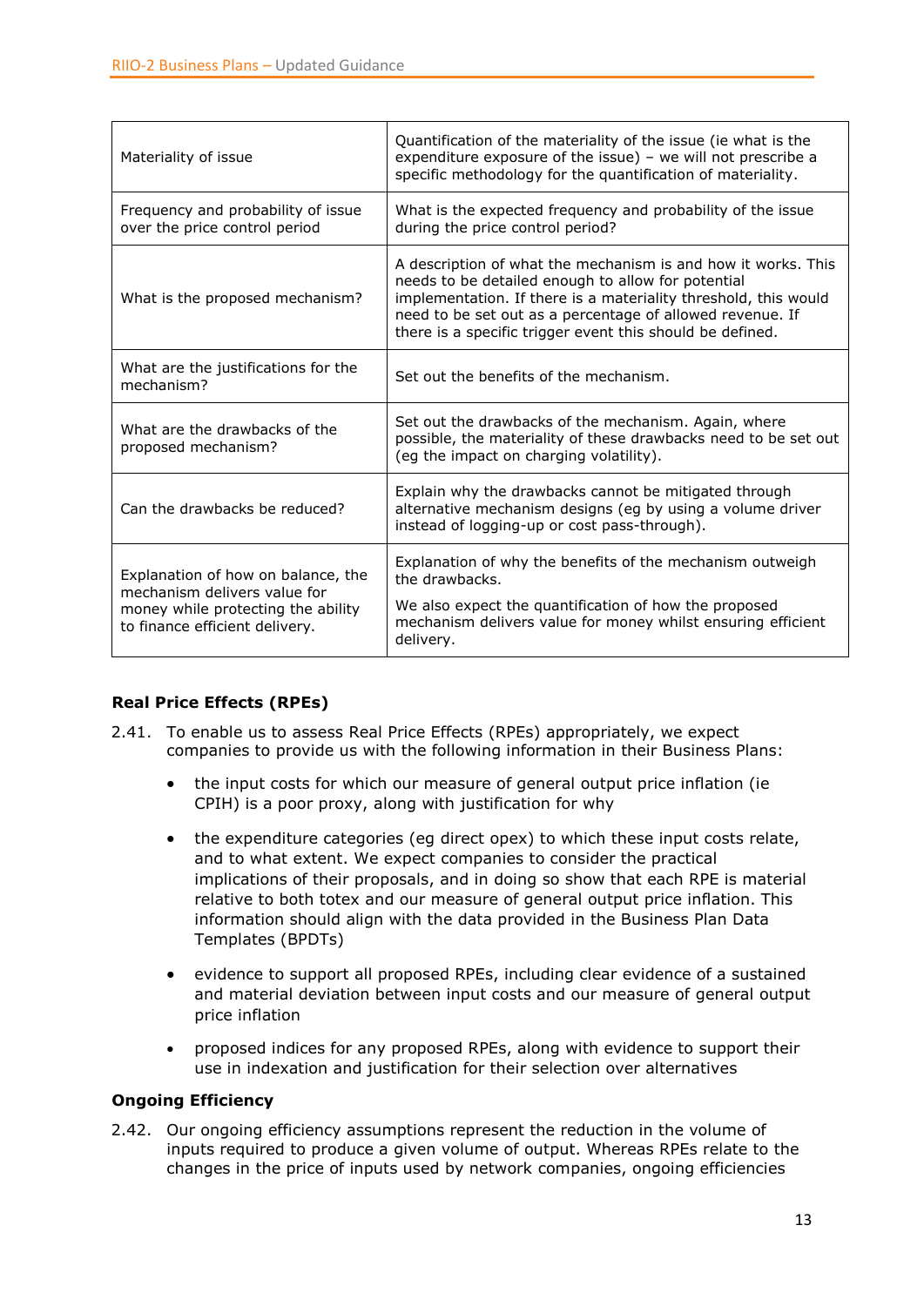| | |
|---|---|
| Materiality of issue | Quantification of the materiality of the issue (ie what is the expenditure exposure of the issue) – we will not prescribe a specific methodology for the quantification of materiality. |
| Frequency and probability of issue over the price control period | What is the expected frequency and probability of the issue during the price control period? |
| What is the proposed mechanism? | A description of what the mechanism is and how it works. This needs to be detailed enough to allow for potential implementation. If there is a materiality threshold, this would need to be set out as a percentage of allowed revenue. If there is a specific trigger event this should be defined. |
| What are the justifications for the mechanism? | Set out the benefits of the mechanism. |
| What are the drawbacks of the proposed mechanism? | Set out the drawbacks of the mechanism. Again, where possible, the materiality of these drawbacks need to be set out (eg the impact on charging volatility). |
| Can the drawbacks be reduced? | Explain why the drawbacks cannot be mitigated through alternative mechanism designs (eg by using a volume driver instead of logging-up or cost pass-through). |
| Explanation of how on balance, the mechanism delivers value for money while protecting the ability to finance efficient delivery. | Explanation of why the benefits of the mechanism outweigh the drawbacks. We also expect the quantification of how the proposed mechanism delivers value for money whilst ensuring efficient delivery. |

**Real Price Effects (RPEs)**

2.41. To enable us to assess Real Price Effects (RPEs) appropriately, we expect companies to provide us with the following information in their Business Plans:

- the input costs for which our measure of general output price inflation (ie CPIH) is a poor proxy, along with justification for why
- the expenditure categories (eg direct opex) to which these input costs relate, and to what extent. We expect companies to consider the practical implications of their proposals, and in doing so show that each RPE is material relative to both totex and our measure of general output price inflation. This information should align with the data provided in the Business Plan Data Templates (BPDTs)
- evidence to support all proposed RPEs, including clear evidence of a sustained and material deviation between input costs and our measure of general output price inflation
- proposed indices for any proposed RPEs, along with evidence to support their use in indexation and justification for their selection over alternatives

**Ongoing Efficiency**

2.42. Our ongoing efficiency assumptions represent the reduction in the volume of inputs required to produce a given volume of output. Whereas RPEs relate to the changes in the price of inputs used by network companies, ongoing efficiencies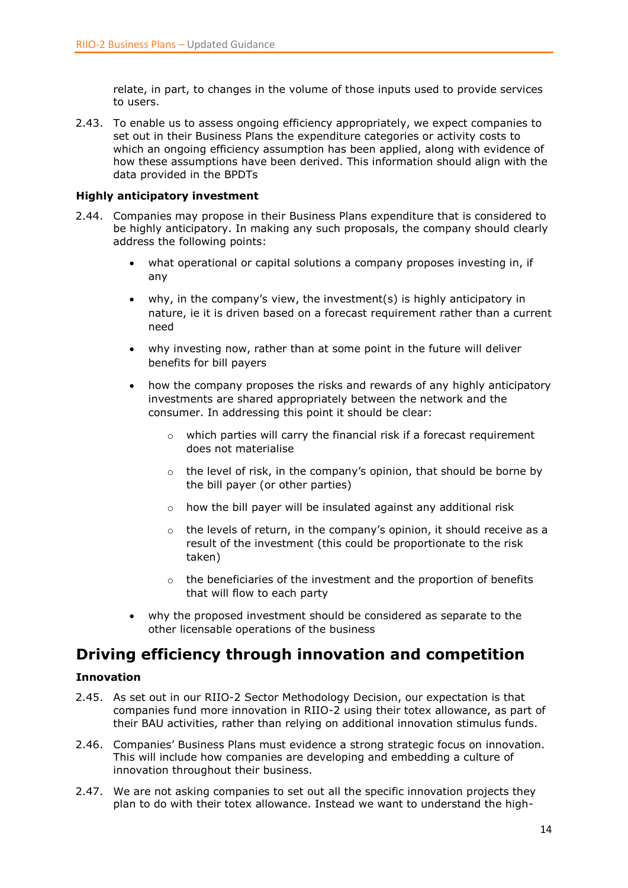relate, in part, to changes in the volume of those inputs used to provide services to users.

2.43. To enable us to assess ongoing efficiency appropriately, we expect companies to set out in their Business Plans the expenditure categories or activity costs to which an ongoing efficiency assumption has been applied, along with evidence of how these assumptions have been derived. This information should align with the data provided in the BPDTs

**Highly anticipatory investment**

2.44. Companies may propose in their Business Plans expenditure that is considered to be highly anticipatory. In making any such proposals, the company should clearly address the following points:

- what operational or capital solutions a company proposes investing in, if any
- why, in the company's view, the investment(s) is highly anticipatory in nature, ie it is driven based on a forecast requirement rather than a current need
- why investing now, rather than at some point in the future will deliver benefits for bill payers
- how the company proposes the risks and rewards of any highly anticipatory investments are shared appropriately between the network and the consumer. In addressing this point it should be clear:
    - which parties will carry the financial risk if a forecast requirement does not materialise
    - the level of risk, in the company's opinion, that should be borne by the bill payer (or other parties)
    - how the bill payer will be insulated against any additional risk
    - the levels of return, in the company's opinion, it should receive as a result of the investment (this could be proportionate to the risk taken)
    - the beneficiaries of the investment and the proportion of benefits that will flow to each party
- why the proposed investment should be considered as separate to the other licensable operations of the business

## Driving efficiency through innovation and competition

**Innovation**

2.45. As set out in our RIIO-2 Sector Methodology Decision, our expectation is that companies fund more innovation in RIIO-2 using their totex allowance, as part of their BAU activities, rather than relying on additional innovation stimulus funds.

2.46. Companies' Business Plans must evidence a strong strategic focus on innovation. This will include how companies are developing and embedding a culture of innovation throughout their business.

2.47. We are not asking companies to set out all the specific innovation projects they plan to do with their totex allowance. Instead we want to understand the high-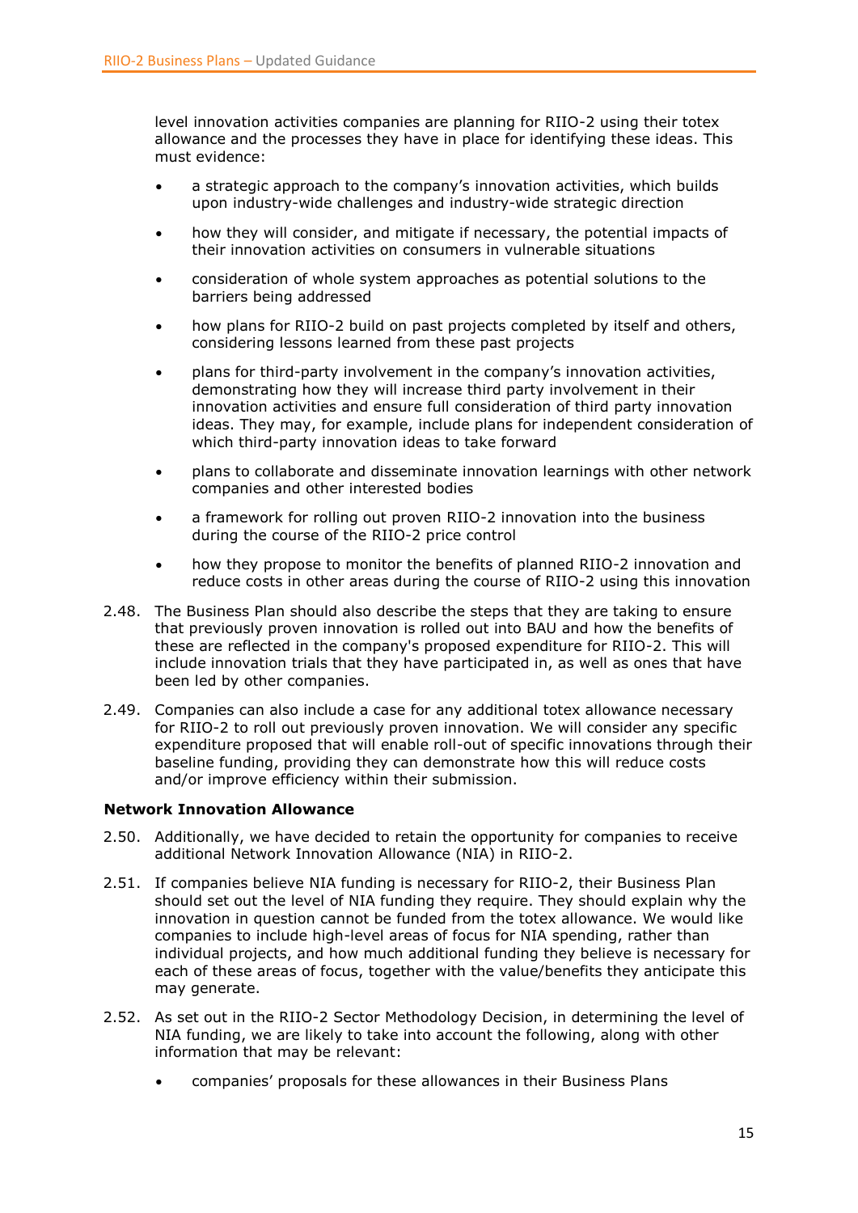level innovation activities companies are planning for RIIO-2 using their totex allowance and the processes they have in place for identifying these ideas. This must evidence:

- a strategic approach to the company's innovation activities, which builds upon industry-wide challenges and industry-wide strategic direction
- how they will consider, and mitigate if necessary, the potential impacts of their innovation activities on consumers in vulnerable situations
- consideration of whole system approaches as potential solutions to the barriers being addressed
- how plans for RIIO-2 build on past projects completed by itself and others, considering lessons learned from these past projects
- plans for third-party involvement in the company's innovation activities, demonstrating how they will increase third party involvement in their innovation activities and ensure full consideration of third party innovation ideas. They may, for example, include plans for independent consideration of which third-party innovation ideas to take forward
- plans to collaborate and disseminate innovation learnings with other network companies and other interested bodies
- a framework for rolling out proven RIIO-2 innovation into the business during the course of the RIIO-2 price control
- how they propose to monitor the benefits of planned RIIO-2 innovation and reduce costs in other areas during the course of RIIO-2 using this innovation

2.48. The Business Plan should also describe the steps that they are taking to ensure that previously proven innovation is rolled out into BAU and how the benefits of these are reflected in the company's proposed expenditure for RIIO-2. This will include innovation trials that they have participated in, as well as ones that have been led by other companies.

2.49. Companies can also include a case for any additional totex allowance necessary for RIIO-2 to roll out previously proven innovation. We will consider any specific expenditure proposed that will enable roll-out of specific innovations through their baseline funding, providing they can demonstrate how this will reduce costs and/or improve efficiency within their submission.

**Network Innovation Allowance**

2.50. Additionally, we have decided to retain the opportunity for companies to receive additional Network Innovation Allowance (NIA) in RIIO-2.

2.51. If companies believe NIA funding is necessary for RIIO-2, their Business Plan should set out the level of NIA funding they require. They should explain why the innovation in question cannot be funded from the totex allowance. We would like companies to include high-level areas of focus for NIA spending, rather than individual projects, and how much additional funding they believe is necessary for each of these areas of focus, together with the value/benefits they anticipate this may generate.

2.52. As set out in the RIIO-2 Sector Methodology Decision, in determining the level of NIA funding, we are likely to take into account the following, along with other information that may be relevant:

- companies' proposals for these allowances in their Business Plans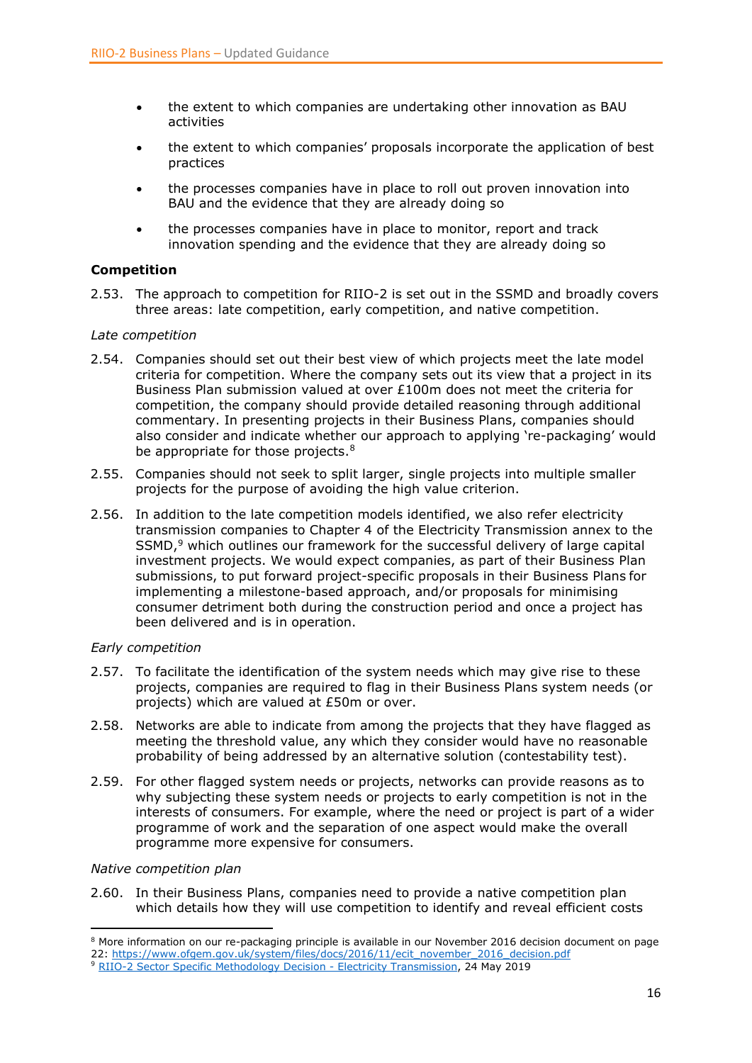- the extent to which companies are undertaking other innovation as BAU activities
- the extent to which companies' proposals incorporate the application of best practices
- the processes companies have in place to roll out proven innovation into BAU and the evidence that they are already doing so
- the processes companies have in place to monitor, report and track innovation spending and the evidence that they are already doing so

**Competition**

2.53. The approach to competition for RIIO-2 is set out in the SSMD and broadly covers three areas: late competition, early competition, and native competition.

*Late competition*

2.54. Companies should set out their best view of which projects meet the late model criteria for competition. Where the company sets out its view that a project in its Business Plan submission valued at over £100m does not meet the criteria for competition, the company should provide detailed reasoning through additional commentary. In presenting projects in their Business Plans, companies should also consider and indicate whether our approach to applying 're-packaging' would be appropriate for those projects.[8]

2.55. Companies should not seek to split larger, single projects into multiple smaller projects for the purpose of avoiding the high value criterion.

2.56. In addition to the late competition models identified, we also refer electricity transmission companies to Chapter 4 of the Electricity Transmission annex to the SSMD,[9] which outlines our framework for the successful delivery of large capital investment projects. We would expect companies, as part of their Business Plan submissions, to put forward project-specific proposals in their Business Plans for implementing a milestone-based approach, and/or proposals for minimising consumer detriment both during the construction period and once a project has been delivered and is in operation.

*Early competition*

2.57. To facilitate the identification of the system needs which may give rise to these projects, companies are required to flag in their Business Plans system needs (or projects) which are valued at £50m or over.

2.58. Networks are able to indicate from among the projects that they have flagged as meeting the threshold value, any which they consider would have no reasonable probability of being addressed by an alternative solution (contestability test).

2.59. For other flagged system needs or projects, networks can provide reasons as to why subjecting these system needs or projects to early competition is not in the interests of consumers. For example, where the need or project is part of a wider programme of work and the separation of one aspect would make the overall programme more expensive for consumers.

*Native competition plan*

2.60. In their Business Plans, companies need to provide a native competition plan which details how they will use competition to identify and reveal efficient costs

---

[8] More information on our re-packaging principle is available in our November 2016 decision document on page 22: https://www.ofgem.gov.uk/system/files/docs/2016/11/ecit_november_2016_decision.pdf

[9] RIIO-2 Sector Specific Methodology Decision - Electricity Transmission, 24 May 2019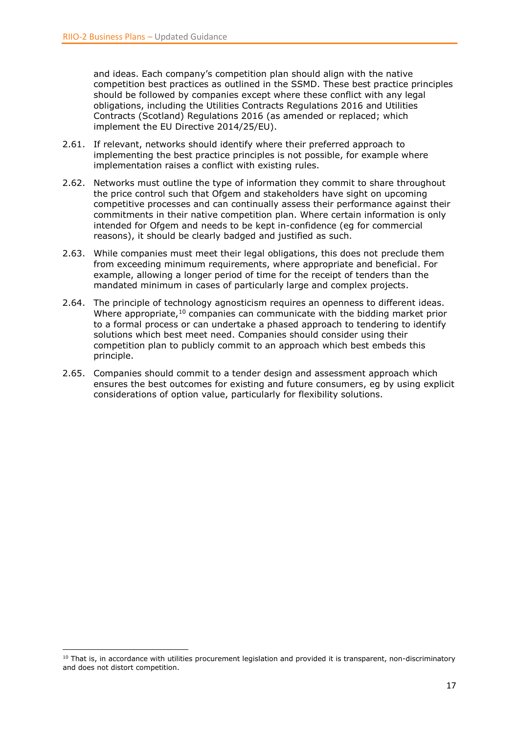and ideas. Each company's competition plan should align with the native competition best practices as outlined in the SSMD. These best practice principles should be followed by companies except where these conflict with any legal obligations, including the Utilities Contracts Regulations 2016 and Utilities Contracts (Scotland) Regulations 2016 (as amended or replaced; which implement the EU Directive 2014/25/EU).

2.61. If relevant, networks should identify where their preferred approach to implementing the best practice principles is not possible, for example where implementation raises a conflict with existing rules.

2.62. Networks must outline the type of information they commit to share throughout the price control such that Ofgem and stakeholders have sight on upcoming competitive processes and can continually assess their performance against their commitments in their native competition plan. Where certain information is only intended for Ofgem and needs to be kept in-confidence (eg for commercial reasons), it should be clearly badged and justified as such.

2.63. While companies must meet their legal obligations, this does not preclude them from exceeding minimum requirements, where appropriate and beneficial. For example, allowing a longer period of time for the receipt of tenders than the mandated minimum in cases of particularly large and complex projects.

2.64. The principle of technology agnosticism requires an openness to different ideas. Where appropriate,[10] companies can communicate with the bidding market prior to a formal process or can undertake a phased approach to tendering to identify solutions which best meet need. Companies should consider using their competition plan to publicly commit to an approach which best embeds this principle.

2.65. Companies should commit to a tender design and assessment approach which ensures the best outcomes for existing and future consumers, eg by using explicit considerations of option value, particularly for flexibility solutions.

---

[10] That is, in accordance with utilities procurement legislation and provided it is transparent, non-discriminatory and does not distort competition.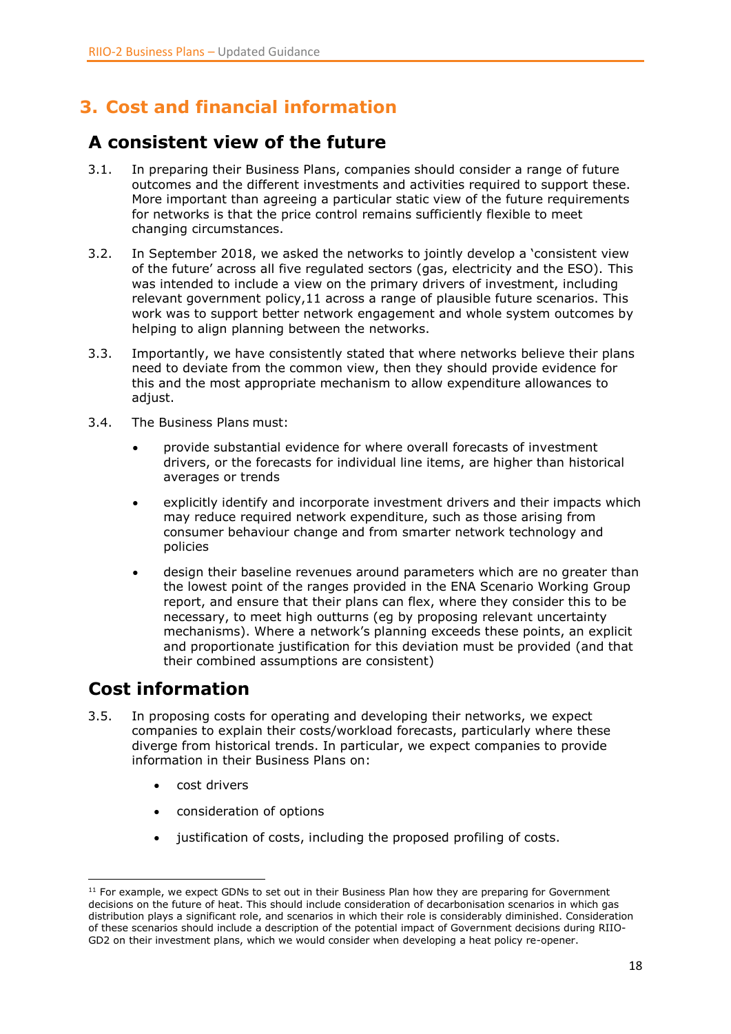# 3. Cost and financial information

## A consistent view of the future

3.1. In preparing their Business Plans, companies should consider a range of future outcomes and the different investments and activities required to support these. More important than agreeing a particular static view of the future requirements for networks is that the price control remains sufficiently flexible to meet changing circumstances.

3.2. In September 2018, we asked the networks to jointly develop a 'consistent view of the future' across all five regulated sectors (gas, electricity and the ESO). This was intended to include a view on the primary drivers of investment, including relevant government policy,[11] across a range of plausible future scenarios. This work was to support better network engagement and whole system outcomes by helping to align planning between the networks.

3.3. Importantly, we have consistently stated that where networks believe their plans need to deviate from the common view, then they should provide evidence for this and the most appropriate mechanism to allow expenditure allowances to adjust.

3.4. The Business Plans must:

- provide substantial evidence for where overall forecasts of investment drivers, or the forecasts for individual line items, are higher than historical averages or trends
- explicitly identify and incorporate investment drivers and their impacts which may reduce required network expenditure, such as those arising from consumer behaviour change and from smarter network technology and policies
- design their baseline revenues around parameters which are no greater than the lowest point of the ranges provided in the ENA Scenario Working Group report, and ensure that their plans can flex, where they consider this to be necessary, to meet high outturns (eg by proposing relevant uncertainty mechanisms). Where a network's planning exceeds these points, an explicit and proportionate justification for this deviation must be provided (and that their combined assumptions are consistent)

## Cost information

3.5. In proposing costs for operating and developing their networks, we expect companies to explain their costs/workload forecasts, particularly where these diverge from historical trends. In particular, we expect companies to provide information in their Business Plans on:

- cost drivers
- consideration of options
- justification of costs, including the proposed profiling of costs.

---

[11] For example, we expect GDNs to set out in their Business Plan how they are preparing for Government decisions on the future of heat. This should include consideration of decarbonisation scenarios in which gas distribution plays a significant role, and scenarios in which their role is considerably diminished. Consideration of these scenarios should include a description of the potential impact of Government decisions during RIIO-GD2 on their investment plans, which we would consider when developing a heat policy re-opener.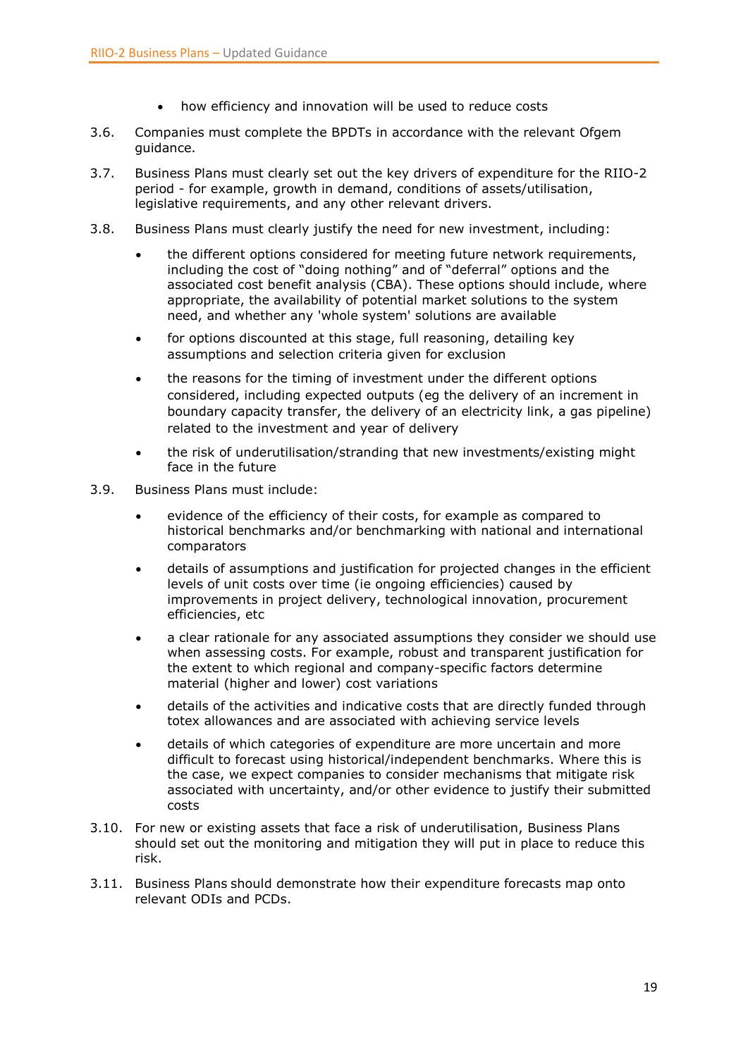- how efficiency and innovation will be used to reduce costs

3.6. Companies must complete the BPDTs in accordance with the relevant Ofgem guidance.

3.7. Business Plans must clearly set out the key drivers of expenditure for the RIIO-2 period - for example, growth in demand, conditions of assets/utilisation, legislative requirements, and any other relevant drivers.

3.8. Business Plans must clearly justify the need for new investment, including:

- the different options considered for meeting future network requirements, including the cost of "doing nothing" and of "deferral" options and the associated cost benefit analysis (CBA). These options should include, where appropriate, the availability of potential market solutions to the system need, and whether any 'whole system' solutions are available
- for options discounted at this stage, full reasoning, detailing key assumptions and selection criteria given for exclusion
- the reasons for the timing of investment under the different options considered, including expected outputs (eg the delivery of an increment in boundary capacity transfer, the delivery of an electricity link, a gas pipeline) related to the investment and year of delivery
- the risk of underutilisation/stranding that new investments/existing might face in the future

3.9. Business Plans must include:

- evidence of the efficiency of their costs, for example as compared to historical benchmarks and/or benchmarking with national and international comparators
- details of assumptions and justification for projected changes in the efficient levels of unit costs over time (ie ongoing efficiencies) caused by improvements in project delivery, technological innovation, procurement efficiencies, etc
- a clear rationale for any associated assumptions they consider we should use when assessing costs. For example, robust and transparent justification for the extent to which regional and company-specific factors determine material (higher and lower) cost variations
- details of the activities and indicative costs that are directly funded through totex allowances and are associated with achieving service levels
- details of which categories of expenditure are more uncertain and more difficult to forecast using historical/independent benchmarks. Where this is the case, we expect companies to consider mechanisms that mitigate risk associated with uncertainty, and/or other evidence to justify their submitted costs

3.10. For new or existing assets that face a risk of underutilisation, Business Plans should set out the monitoring and mitigation they will put in place to reduce this risk.

3.11. Business Plans should demonstrate how their expenditure forecasts map onto relevant ODIs and PCDs.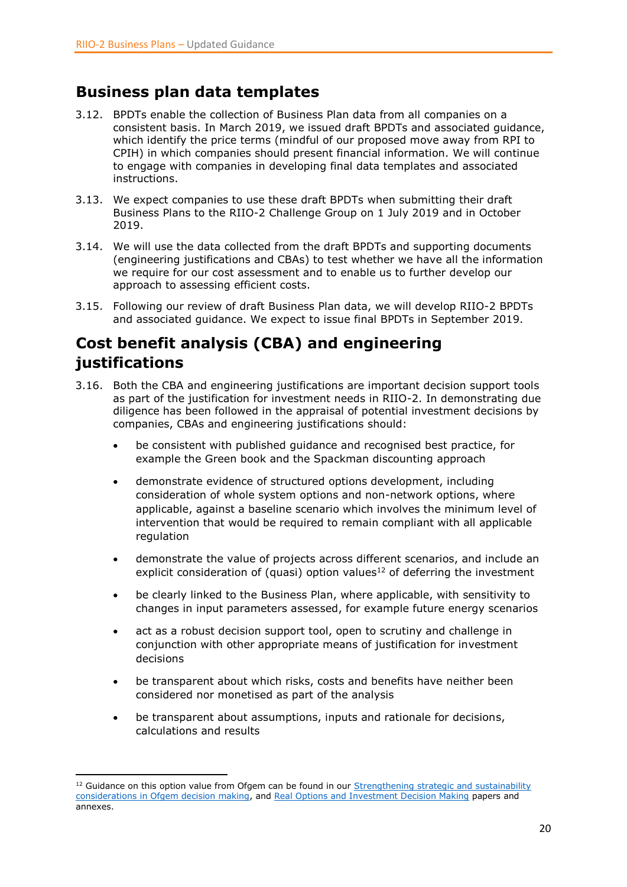## Business plan data templates

3.12. BPDTs enable the collection of Business Plan data from all companies on a consistent basis. In March 2019, we issued draft BPDTs and associated guidance, which identify the price terms (mindful of our proposed move away from RPI to CPIH) in which companies should present financial information. We will continue to engage with companies in developing final data templates and associated instructions.

3.13. We expect companies to use these draft BPDTs when submitting their draft Business Plans to the RIIO-2 Challenge Group on 1 July 2019 and in October 2019.

3.14. We will use the data collected from the draft BPDTs and supporting documents (engineering justifications and CBAs) to test whether we have all the information we require for our cost assessment and to enable us to further develop our approach to assessing efficient costs.

3.15. Following our review of draft Business Plan data, we will develop RIIO-2 BPDTs and associated guidance. We expect to issue final BPDTs in September 2019.

## Cost benefit analysis (CBA) and engineering justifications

3.16. Both the CBA and engineering justifications are important decision support tools as part of the justification for investment needs in RIIO-2. In demonstrating due diligence has been followed in the appraisal of potential investment decisions by companies, CBAs and engineering justifications should:

- be consistent with published guidance and recognised best practice, for example the Green book and the Spackman discounting approach
- demonstrate evidence of structured options development, including consideration of whole system options and non-network options, where applicable, against a baseline scenario which involves the minimum level of intervention that would be required to remain compliant with all applicable regulation
- demonstrate the value of projects across different scenarios, and include an explicit consideration of (quasi) option values[12] of deferring the investment
- be clearly linked to the Business Plan, where applicable, with sensitivity to changes in input parameters assessed, for example future energy scenarios
- act as a robust decision support tool, open to scrutiny and challenge in conjunction with other appropriate means of justification for investment decisions
- be transparent about which risks, costs and benefits have neither been considered nor monetised as part of the analysis
- be transparent about assumptions, inputs and rationale for decisions, calculations and results

---

[12] Guidance on this option value from Ofgem can be found in our Strengthening strategic and sustainability considerations in Ofgem decision making, and Real Options and Investment Decision Making papers and annexes.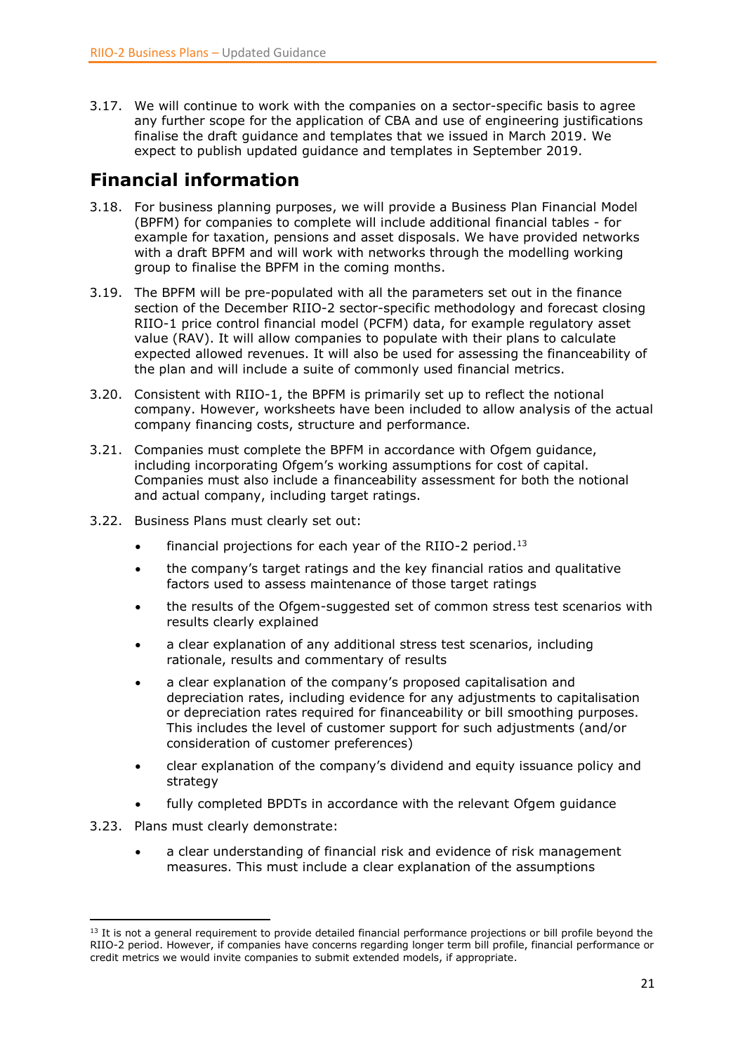3.17. We will continue to work with the companies on a sector-specific basis to agree any further scope for the application of CBA and use of engineering justifications finalise the draft guidance and templates that we issued in March 2019. We expect to publish updated guidance and templates in September 2019.

## Financial information

3.18. For business planning purposes, we will provide a Business Plan Financial Model (BPFM) for companies to complete will include additional financial tables - for example for taxation, pensions and asset disposals. We have provided networks with a draft BPFM and will work with networks through the modelling working group to finalise the BPFM in the coming months.

3.19. The BPFM will be pre-populated with all the parameters set out in the finance section of the December RIIO-2 sector-specific methodology and forecast closing RIIO-1 price control financial model (PCFM) data, for example regulatory asset value (RAV). It will allow companies to populate with their plans to calculate expected allowed revenues. It will also be used for assessing the financeability of the plan and will include a suite of commonly used financial metrics.

3.20. Consistent with RIIO-1, the BPFM is primarily set up to reflect the notional company. However, worksheets have been included to allow analysis of the actual company financing costs, structure and performance.

3.21. Companies must complete the BPFM in accordance with Ofgem guidance, including incorporating Ofgem's working assumptions for cost of capital. Companies must also include a financeability assessment for both the notional and actual company, including target ratings.

3.22. Business Plans must clearly set out:

- financial projections for each year of the RIIO-2 period.[13]
- the company's target ratings and the key financial ratios and qualitative factors used to assess maintenance of those target ratings
- the results of the Ofgem-suggested set of common stress test scenarios with results clearly explained
- a clear explanation of any additional stress test scenarios, including rationale, results and commentary of results
- a clear explanation of the company's proposed capitalisation and depreciation rates, including evidence for any adjustments to capitalisation or depreciation rates required for financeability or bill smoothing purposes. This includes the level of customer support for such adjustments (and/or consideration of customer preferences)
- clear explanation of the company's dividend and equity issuance policy and strategy
- fully completed BPDTs in accordance with the relevant Ofgem guidance

3.23. Plans must clearly demonstrate:

- a clear understanding of financial risk and evidence of risk management measures. This must include a clear explanation of the assumptions

---

[13] It is not a general requirement to provide detailed financial performance projections or bill profile beyond the RIIO-2 period. However, if companies have concerns regarding longer term bill profile, financial performance or credit metrics we would invite companies to submit extended models, if appropriate.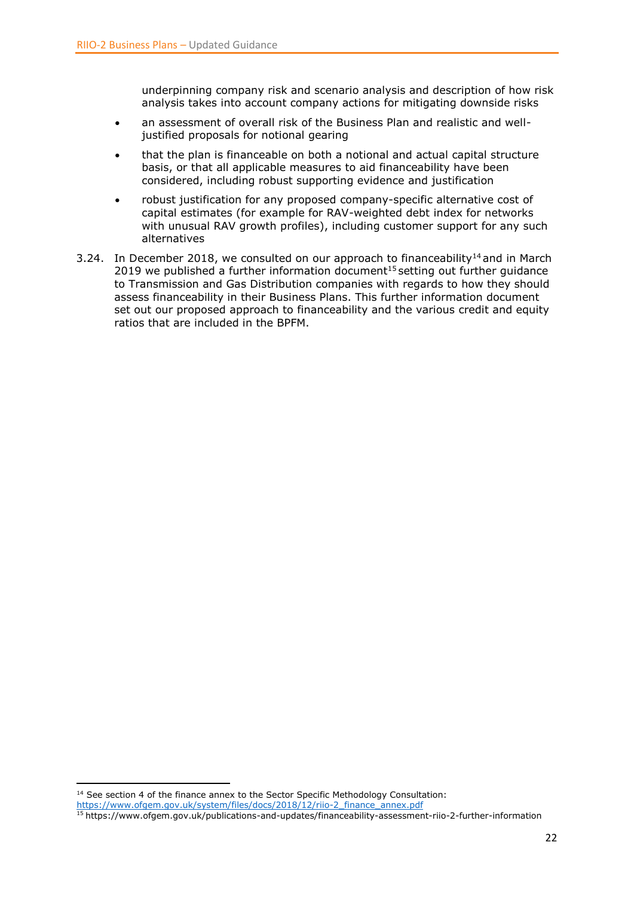underpinning company risk and scenario analysis and description of how risk analysis takes into account company actions for mitigating downside risks

- an assessment of overall risk of the Business Plan and realistic and well-justified proposals for notional gearing
- that the plan is financeable on both a notional and actual capital structure basis, or that all applicable measures to aid financeability have been considered, including robust supporting evidence and justification
- robust justification for any proposed company-specific alternative cost of capital estimates (for example for RAV-weighted debt index for networks with unusual RAV growth profiles), including customer support for any such alternatives

3.24. In December 2018, we consulted on our approach to financeability[14] and in March 2019 we published a further information document[15] setting out further guidance to Transmission and Gas Distribution companies with regards to how they should assess financeability in their Business Plans. This further information document set out our proposed approach to financeability and the various credit and equity ratios that are included in the BPFM.

---

[14] See section 4 of the finance annex to the Sector Specific Methodology Consultation: https://www.ofgem.gov.uk/system/files/docs/2018/12/riio-2_finance_annex.pdf

[15] https://www.ofgem.gov.uk/publications-and-updates/financeability-assessment-riio-2-further-information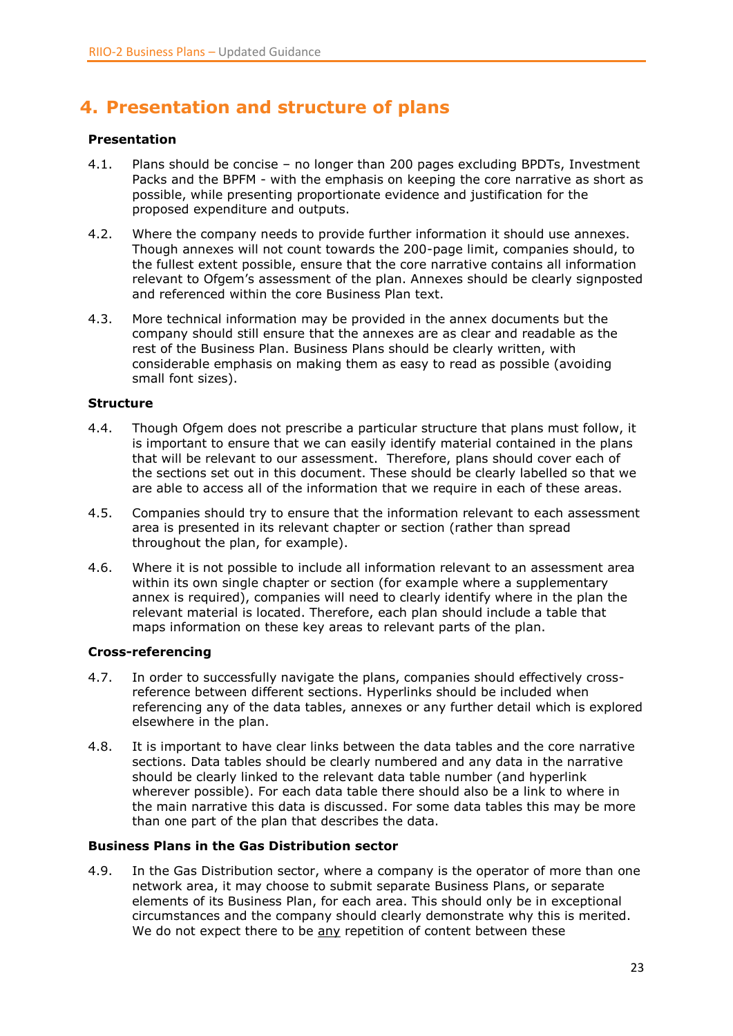# 4. Presentation and structure of plans

**Presentation**

4.1. Plans should be concise – no longer than 200 pages excluding BPDTs, Investment Packs and the BPFM - with the emphasis on keeping the core narrative as short as possible, while presenting proportionate evidence and justification for the proposed expenditure and outputs.

4.2. Where the company needs to provide further information it should use annexes. Though annexes will not count towards the 200-page limit, companies should, to the fullest extent possible, ensure that the core narrative contains all information relevant to Ofgem's assessment of the plan. Annexes should be clearly signposted and referenced within the core Business Plan text.

4.3. More technical information may be provided in the annex documents but the company should still ensure that the annexes are as clear and readable as the rest of the Business Plan. Business Plans should be clearly written, with considerable emphasis on making them as easy to read as possible (avoiding small font sizes).

**Structure**

4.4. Though Ofgem does not prescribe a particular structure that plans must follow, it is important to ensure that we can easily identify material contained in the plans that will be relevant to our assessment. Therefore, plans should cover each of the sections set out in this document. These should be clearly labelled so that we are able to access all of the information that we require in each of these areas.

4.5. Companies should try to ensure that the information relevant to each assessment area is presented in its relevant chapter or section (rather than spread throughout the plan, for example).

4.6. Where it is not possible to include all information relevant to an assessment area within its own single chapter or section (for example where a supplementary annex is required), companies will need to clearly identify where in the plan the relevant material is located. Therefore, each plan should include a table that maps information on these key areas to relevant parts of the plan.

**Cross-referencing**

4.7. In order to successfully navigate the plans, companies should effectively cross-reference between different sections. Hyperlinks should be included when referencing any of the data tables, annexes or any further detail which is explored elsewhere in the plan.

4.8. It is important to have clear links between the data tables and the core narrative sections. Data tables should be clearly numbered and any data in the narrative should be clearly linked to the relevant data table number (and hyperlink wherever possible). For each data table there should also be a link to where in the main narrative this data is discussed. For some data tables this may be more than one part of the plan that describes the data.

**Business Plans in the Gas Distribution sector**

4.9. In the Gas Distribution sector, where a company is the operator of more than one network area, it may choose to submit separate Business Plans, or separate elements of its Business Plan, for each area. This should only be in exceptional circumstances and the company should clearly demonstrate why this is merited. We do not expect there to be <u>any</u> repetition of content between these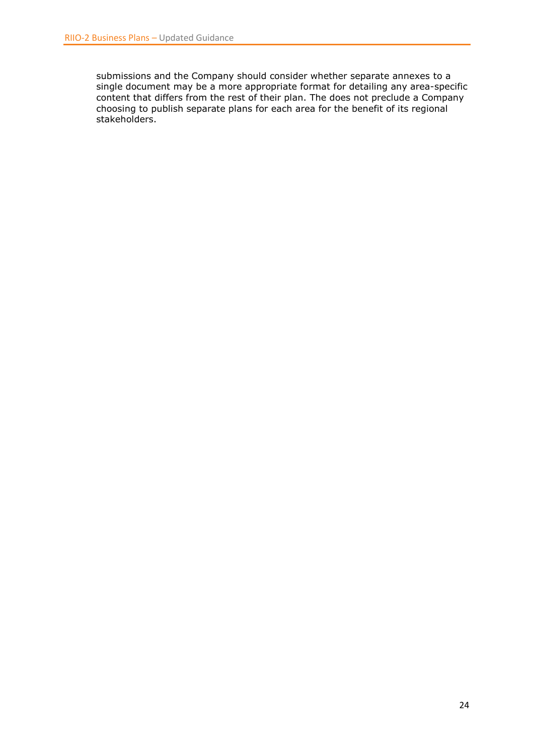submissions and the Company should consider whether separate annexes to a single document may be a more appropriate format for detailing any area-specific content that differs from the rest of their plan. The does not preclude a Company choosing to publish separate plans for each area for the benefit of its regional stakeholders.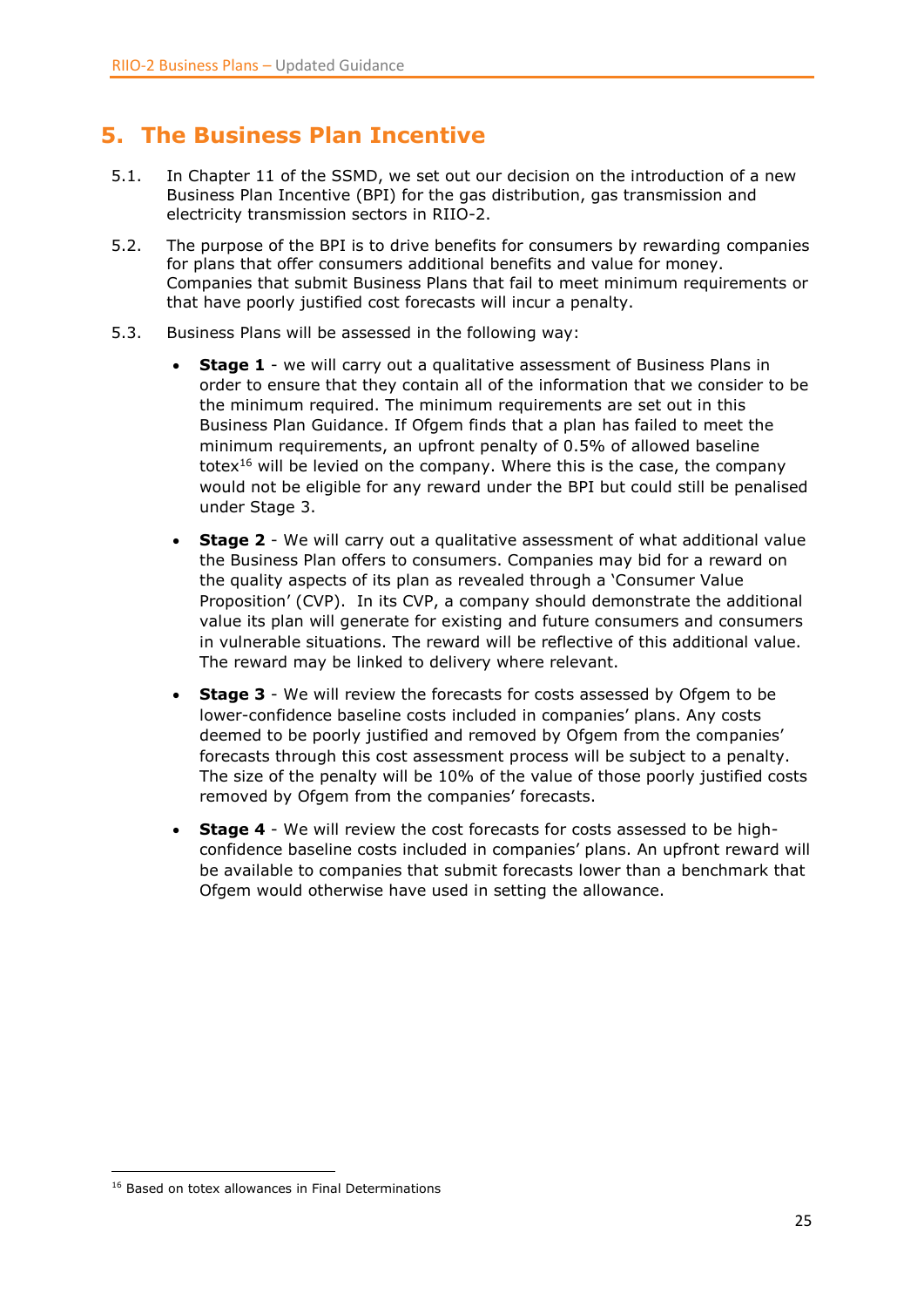## 5. The Business Plan Incentive

5.1. In Chapter 11 of the SSMD, we set out our decision on the introduction of a new Business Plan Incentive (BPI) for the gas distribution, gas transmission and electricity transmission sectors in RIIO-2.

5.2. The purpose of the BPI is to drive benefits for consumers by rewarding companies for plans that offer consumers additional benefits and value for money. Companies that submit Business Plans that fail to meet minimum requirements or that have poorly justified cost forecasts will incur a penalty.

5.3. Business Plans will be assessed in the following way:

- **Stage 1** - we will carry out a qualitative assessment of Business Plans in order to ensure that they contain all of the information that we consider to be the minimum required. The minimum requirements are set out in this Business Plan Guidance. If Ofgem finds that a plan has failed to meet the minimum requirements, an upfront penalty of 0.5% of allowed baseline totex[16] will be levied on the company. Where this is the case, the company would not be eligible for any reward under the BPI but could still be penalised under Stage 3.

- **Stage 2** - We will carry out a qualitative assessment of what additional value the Business Plan offers to consumers. Companies may bid for a reward on the quality aspects of its plan as revealed through a 'Consumer Value Proposition' (CVP). In its CVP, a company should demonstrate the additional value its plan will generate for existing and future consumers and consumers in vulnerable situations. The reward will be reflective of this additional value. The reward may be linked to delivery where relevant.

- **Stage 3** - We will review the forecasts for costs assessed by Ofgem to be lower-confidence baseline costs included in companies' plans. Any costs deemed to be poorly justified and removed by Ofgem from the companies' forecasts through this cost assessment process will be subject to a penalty. The size of the penalty will be 10% of the value of those poorly justified costs removed by Ofgem from the companies' forecasts.

- **Stage 4** - We will review the cost forecasts for costs assessed to be high-confidence baseline costs included in companies' plans. An upfront reward will be available to companies that submit forecasts lower than a benchmark that Ofgem would otherwise have used in setting the allowance.

---

[16] Based on totex allowances in Final Determinations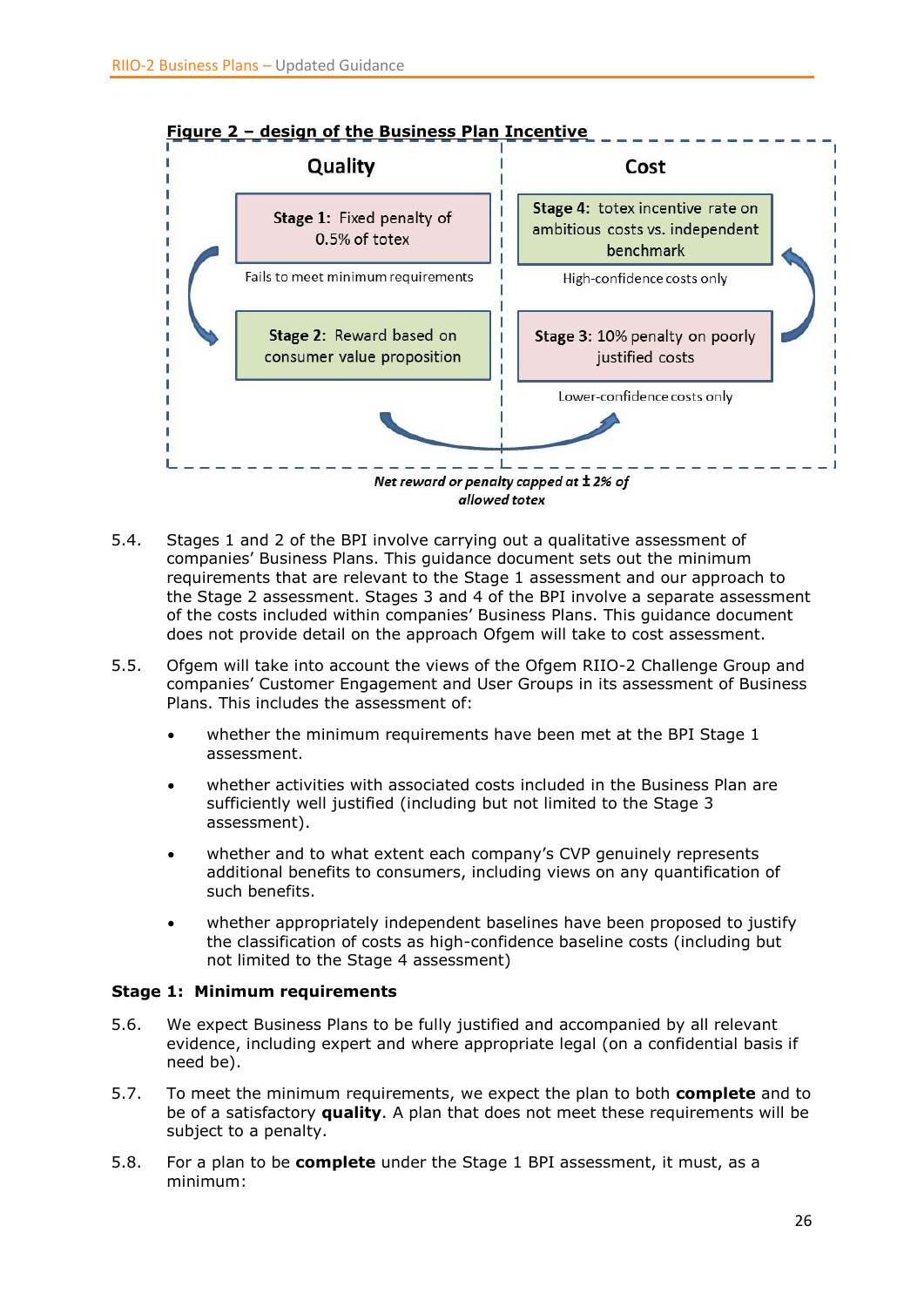**Figure 2 – design of the Business Plan Incentive**

| Quality | Cost |
| --- | --- |
| **Stage 1:** Fixed penalty of 0.5% of totex | **Stage 4:** totex incentive rate on ambitious costs vs. independent benchmark |
| Fails to meet minimum requirements | High-confidence costs only |
| **Stage 2:** Reward based on consumer value proposition | **Stage 3:** 10% penalty on poorly justified costs |
| | Lower-confidence costs only |

*Net reward or penalty capped at ± 2% of allowed totex*

5.4. Stages 1 and 2 of the BPI involve carrying out a qualitative assessment of companies' Business Plans. This guidance document sets out the minimum requirements that are relevant to the Stage 1 assessment and our approach to the Stage 2 assessment. Stages 3 and 4 of the BPI involve a separate assessment of the costs included within companies' Business Plans. This guidance document does not provide detail on the approach Ofgem will take to cost assessment.

5.5. Ofgem will take into account the views of the Ofgem RIIO-2 Challenge Group and companies' Customer Engagement and User Groups in its assessment of Business Plans. This includes the assessment of:

- whether the minimum requirements have been met at the BPI Stage 1 assessment.
- whether activities with associated costs included in the Business Plan are sufficiently well justified (including but not limited to the Stage 3 assessment).
- whether and to what extent each company's CVP genuinely represents additional benefits to consumers, including views on any quantification of such benefits.
- whether appropriately independent baselines have been proposed to justify the classification of costs as high-confidence baseline costs (including but not limited to the Stage 4 assessment)

**Stage 1: Minimum requirements**

5.6. We expect Business Plans to be fully justified and accompanied by all relevant evidence, including expert and where appropriate legal (on a confidential basis if need be).

5.7. To meet the minimum requirements, we expect the plan to both **complete** and to be of a satisfactory **quality**. A plan that does not meet these requirements will be subject to a penalty.

5.8. For a plan to be **complete** under the Stage 1 BPI assessment, it must, as a minimum: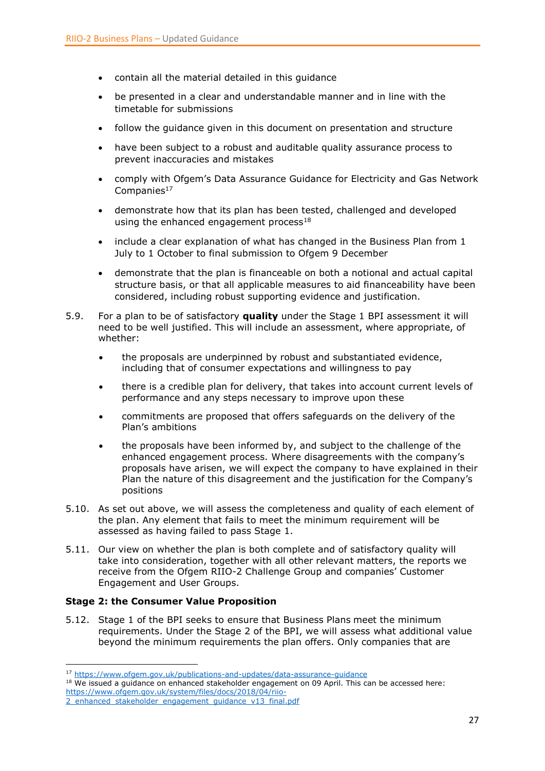- contain all the material detailed in this guidance
- be presented in a clear and understandable manner and in line with the timetable for submissions
- follow the guidance given in this document on presentation and structure
- have been subject to a robust and auditable quality assurance process to prevent inaccuracies and mistakes
- comply with Ofgem's Data Assurance Guidance for Electricity and Gas Network Companies[17]
- demonstrate how that its plan has been tested, challenged and developed using the enhanced engagement process[18]
- include a clear explanation of what has changed in the Business Plan from 1 July to 1 October to final submission to Ofgem 9 December
- demonstrate that the plan is financeable on both a notional and actual capital structure basis, or that all applicable measures to aid financeability have been considered, including robust supporting evidence and justification.

5.9. For a plan to be of satisfactory **quality** under the Stage 1 BPI assessment it will need to be well justified. This will include an assessment, where appropriate, of whether:

- the proposals are underpinned by robust and substantiated evidence, including that of consumer expectations and willingness to pay
- there is a credible plan for delivery, that takes into account current levels of performance and any steps necessary to improve upon these
- commitments are proposed that offers safeguards on the delivery of the Plan's ambitions
- the proposals have been informed by, and subject to the challenge of the enhanced engagement process. Where disagreements with the company's proposals have arisen, we will expect the company to have explained in their Plan the nature of this disagreement and the justification for the Company's positions

5.10. As set out above, we will assess the completeness and quality of each element of the plan. Any element that fails to meet the minimum requirement will be assessed as having failed to pass Stage 1.

5.11. Our view on whether the plan is both complete and of satisfactory quality will take into consideration, together with all other relevant matters, the reports we receive from the Ofgem RIIO-2 Challenge Group and companies' Customer Engagement and User Groups.

### Stage 2: the Consumer Value Proposition

5.12. Stage 1 of the BPI seeks to ensure that Business Plans meet the minimum requirements. Under the Stage 2 of the BPI, we will assess what additional value beyond the minimum requirements the plan offers. Only companies that are

---

[17] https://www.ofgem.gov.uk/publications-and-updates/data-assurance-guidance

[18] We issued a guidance on enhanced stakeholder engagement on 09 April. This can be accessed here: https://www.ofgem.gov.uk/system/files/docs/2018/04/riio-2_enhanced_stakeholder_engagement_guidance_v13_final.pdf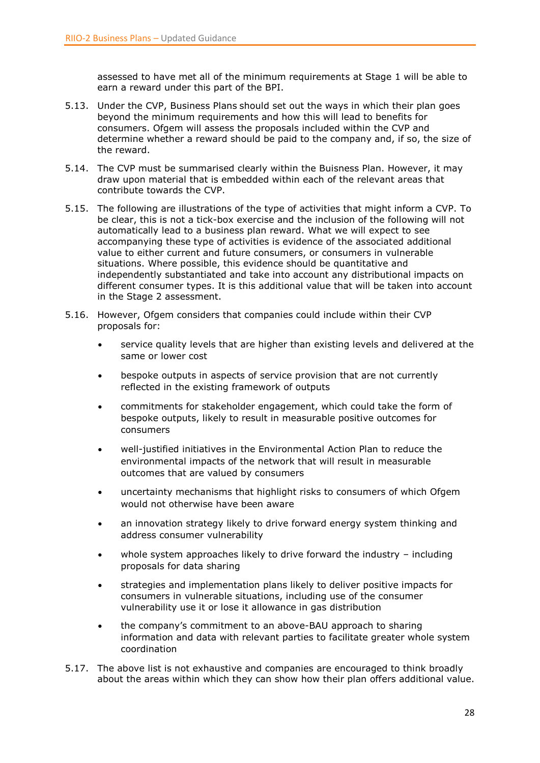assessed to have met all of the minimum requirements at Stage 1 will be able to earn a reward under this part of the BPI.

5.13. Under the CVP, Business Plans should set out the ways in which their plan goes beyond the minimum requirements and how this will lead to benefits for consumers. Ofgem will assess the proposals included within the CVP and determine whether a reward should be paid to the company and, if so, the size of the reward.

5.14. The CVP must be summarised clearly within the Buisness Plan. However, it may draw upon material that is embedded within each of the relevant areas that contribute towards the CVP.

5.15. The following are illustrations of the type of activities that might inform a CVP. To be clear, this is not a tick-box exercise and the inclusion of the following will not automatically lead to a business plan reward. What we will expect to see accompanying these type of activities is evidence of the associated additional value to either current and future consumers, or consumers in vulnerable situations. Where possible, this evidence should be quantitative and independently substantiated and take into account any distributional impacts on different consumer types. It is this additional value that will be taken into account in the Stage 2 assessment.

5.16. However, Ofgem considers that companies could include within their CVP proposals for:

- service quality levels that are higher than existing levels and delivered at the same or lower cost
- bespoke outputs in aspects of service provision that are not currently reflected in the existing framework of outputs
- commitments for stakeholder engagement, which could take the form of bespoke outputs, likely to result in measurable positive outcomes for consumers
- well-justified initiatives in the Environmental Action Plan to reduce the environmental impacts of the network that will result in measurable outcomes that are valued by consumers
- uncertainty mechanisms that highlight risks to consumers of which Ofgem would not otherwise have been aware
- an innovation strategy likely to drive forward energy system thinking and address consumer vulnerability
- whole system approaches likely to drive forward the industry – including proposals for data sharing
- strategies and implementation plans likely to deliver positive impacts for consumers in vulnerable situations, including use of the consumer vulnerability use it or lose it allowance in gas distribution
- the company's commitment to an above-BAU approach to sharing information and data with relevant parties to facilitate greater whole system coordination

5.17. The above list is not exhaustive and companies are encouraged to think broadly about the areas within which they can show how their plan offers additional value.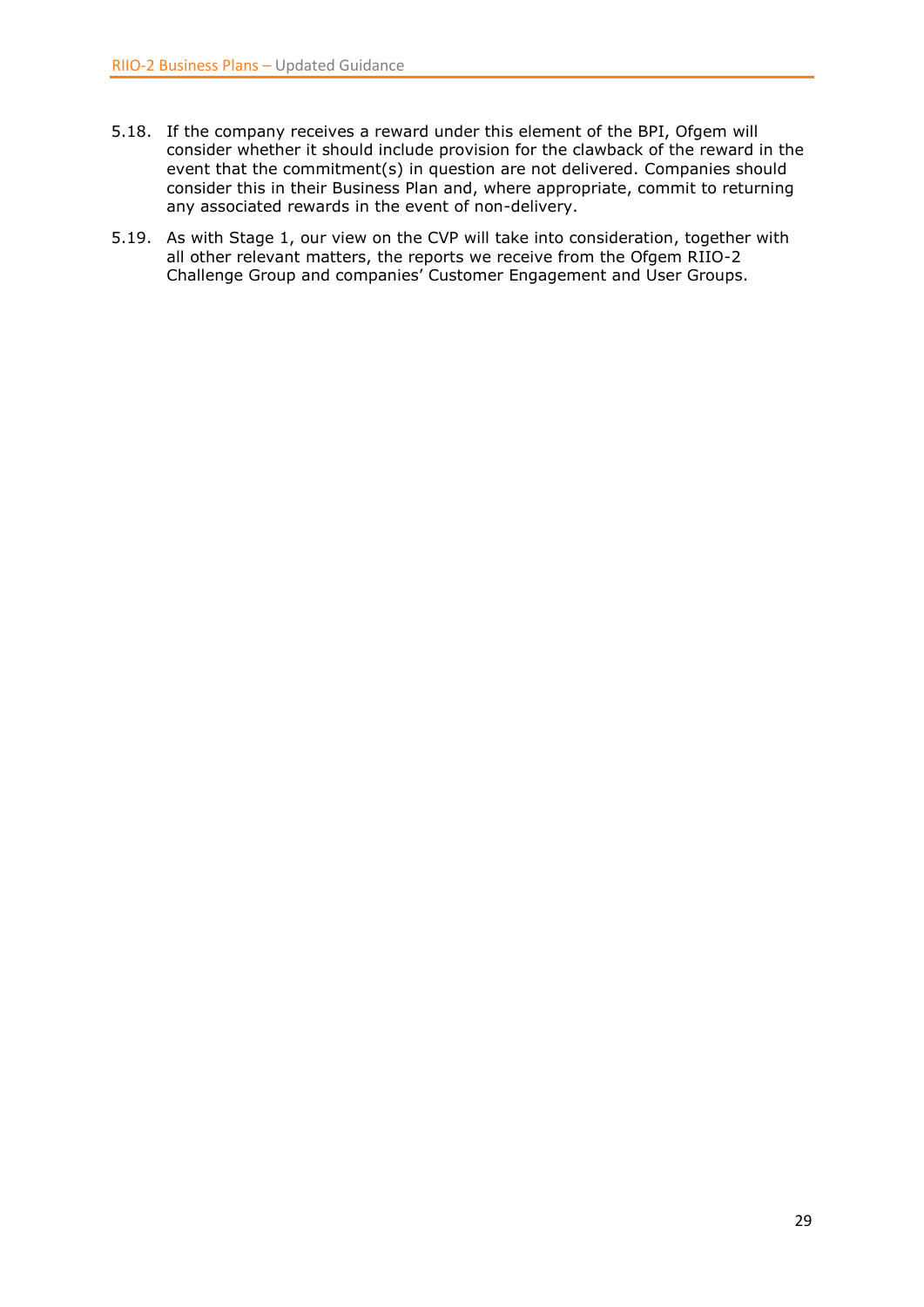5.18. If the company receives a reward under this element of the BPI, Ofgem will consider whether it should include provision for the clawback of the reward in the event that the commitment(s) in question are not delivered. Companies should consider this in their Business Plan and, where appropriate, commit to returning any associated rewards in the event of non-delivery.

5.19. As with Stage 1, our view on the CVP will take into consideration, together with all other relevant matters, the reports we receive from the Ofgem RIIO-2 Challenge Group and companies' Customer Engagement and User Groups.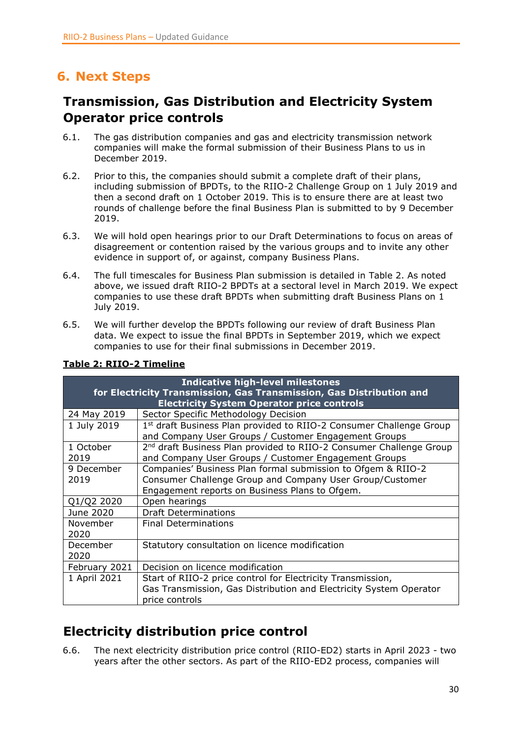# 6. Next Steps

## Transmission, Gas Distribution and Electricity System Operator price controls

6.1. The gas distribution companies and gas and electricity transmission network companies will make the formal submission of their Business Plans to us in December 2019.

6.2. Prior to this, the companies should submit a complete draft of their plans, including submission of BPDTs, to the RIIO-2 Challenge Group on 1 July 2019 and then a second draft on 1 October 2019. This is to ensure there are at least two rounds of challenge before the final Business Plan is submitted to by 9 December 2019.

6.3. We will hold open hearings prior to our Draft Determinations to focus on areas of disagreement or contention raised by the various groups and to invite any other evidence in support of, or against, company Business Plans.

6.4. The full timescales for Business Plan submission is detailed in Table 2. As noted above, we issued draft RIIO-2 BPDTs at a sectoral level in March 2019. We expect companies to use these draft BPDTs when submitting draft Business Plans on 1 July 2019.

6.5. We will further develop the BPDTs following our review of draft Business Plan data. We expect to issue the final BPDTs in September 2019, which we expect companies to use for their final submissions in December 2019.

**Table 2: RIIO-2 Timeline**

| Indicative high-level milestones for Electricity Transmission, Gas Transmission, Gas Distribution and Electricity System Operator price controls | |
|---|---|
| 24 May 2019 | Sector Specific Methodology Decision |
| 1 July 2019 | 1st draft Business Plan provided to RIIO-2 Consumer Challenge Group and Company User Groups / Customer Engagement Groups |
| 1 October 2019 | 2nd draft Business Plan provided to RIIO-2 Consumer Challenge Group and Company User Groups / Customer Engagement Groups |
| 9 December 2019 | Companies' Business Plan formal submission to Ofgem & RIIO-2 Consumer Challenge Group and Company User Group/Customer Engagement reports on Business Plans to Ofgem. |
| Q1/Q2 2020 | Open hearings |
| June 2020 | Draft Determinations |
| November 2020 | Final Determinations |
| December 2020 | Statutory consultation on licence modification |
| February 2021 | Decision on licence modification |
| 1 April 2021 | Start of RIIO-2 price control for Electricity Transmission, Gas Transmission, Gas Distribution and Electricity System Operator price controls |

## Electricity distribution price control

6.6. The next electricity distribution price control (RIIO-ED2) starts in April 2023 - two years after the other sectors. As part of the RIIO-ED2 process, companies will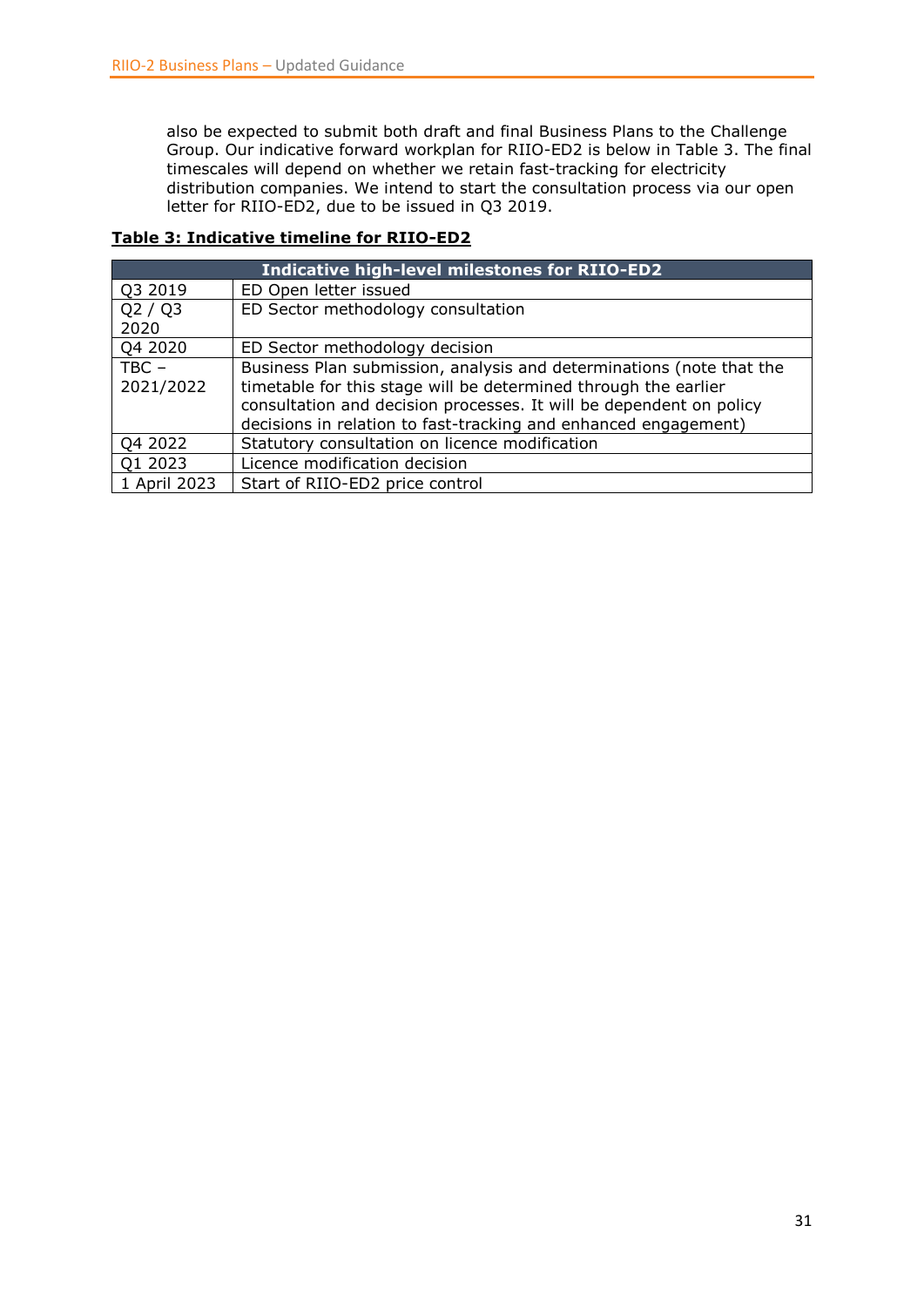also be expected to submit both draft and final Business Plans to the Challenge Group. Our indicative forward workplan for RIIO-ED2 is below in Table 3. The final timescales will depend on whether we retain fast-tracking for electricity distribution companies. We intend to start the consultation process via our open letter for RIIO-ED2, due to be issued in Q3 2019.

**Table 3: Indicative timeline for RIIO-ED2**

| Indicative high-level milestones for RIIO-ED2 | |
|---|---|
| Q3 2019 | ED Open letter issued |
| Q2 / Q3 2020 | ED Sector methodology consultation |
| Q4 2020 | ED Sector methodology decision |
| TBC – 2021/2022 | Business Plan submission, analysis and determinations (note that the timetable for this stage will be determined through the earlier consultation and decision processes. It will be dependent on policy decisions in relation to fast-tracking and enhanced engagement) |
| Q4 2022 | Statutory consultation on licence modification |
| Q1 2023 | Licence modification decision |
| 1 April 2023 | Start of RIIO-ED2 price control |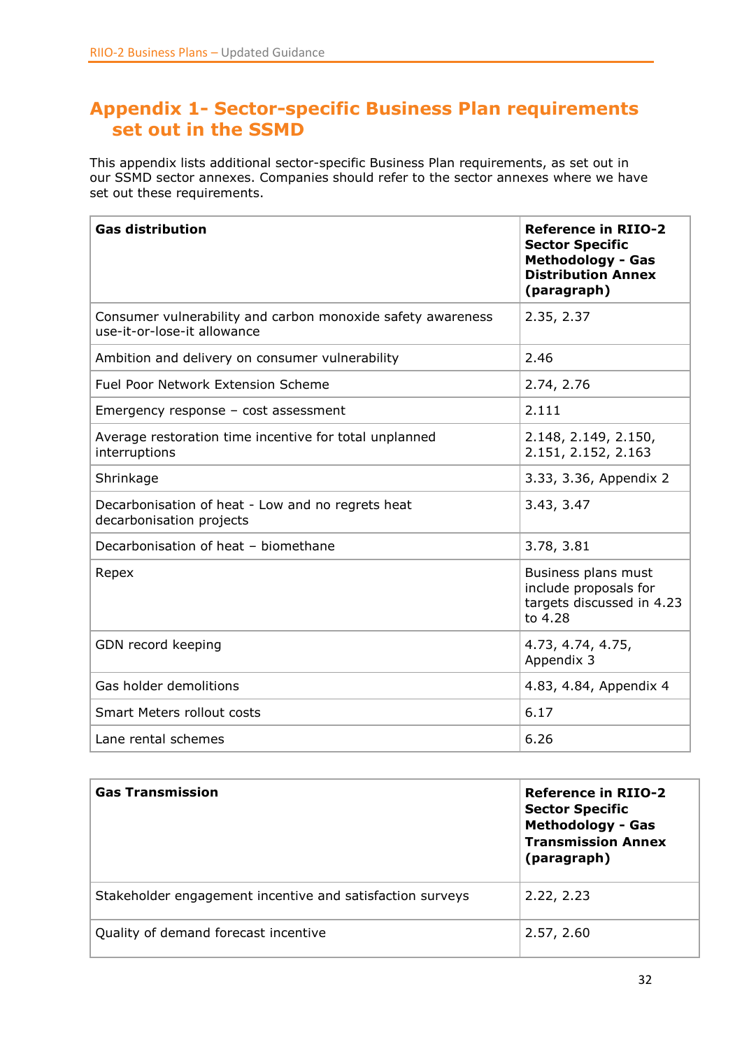# Appendix 1- Sector-specific Business Plan requirements set out in the SSMD

This appendix lists additional sector-specific Business Plan requirements, as set out in our SSMD sector annexes. Companies should refer to the sector annexes where we have set out these requirements.

| Gas distribution | Reference in RIIO-2 Sector Specific Methodology - Gas Distribution Annex (paragraph) |
|---|---|
| Consumer vulnerability and carbon monoxide safety awareness use-it-or-lose-it allowance | 2.35, 2.37 |
| Ambition and delivery on consumer vulnerability | 2.46 |
| Fuel Poor Network Extension Scheme | 2.74, 2.76 |
| Emergency response – cost assessment | 2.111 |
| Average restoration time incentive for total unplanned interruptions | 2.148, 2.149, 2.150, 2.151, 2.152, 2.163 |
| Shrinkage | 3.33, 3.36, Appendix 2 |
| Decarbonisation of heat - Low and no regrets heat decarbonisation projects | 3.43, 3.47 |
| Decarbonisation of heat – biomethane | 3.78, 3.81 |
| Repex | Business plans must include proposals for targets discussed in 4.23 to 4.28 |
| GDN record keeping | 4.73, 4.74, 4.75, Appendix 3 |
| Gas holder demolitions | 4.83, 4.84, Appendix 4 |
| Smart Meters rollout costs | 6.17 |
| Lane rental schemes | 6.26 |

| Gas Transmission | Reference in RIIO-2 Sector Specific Methodology - Gas Transmission Annex (paragraph) |
|---|---|
| Stakeholder engagement incentive and satisfaction surveys | 2.22, 2.23 |
| Quality of demand forecast incentive | 2.57, 2.60 |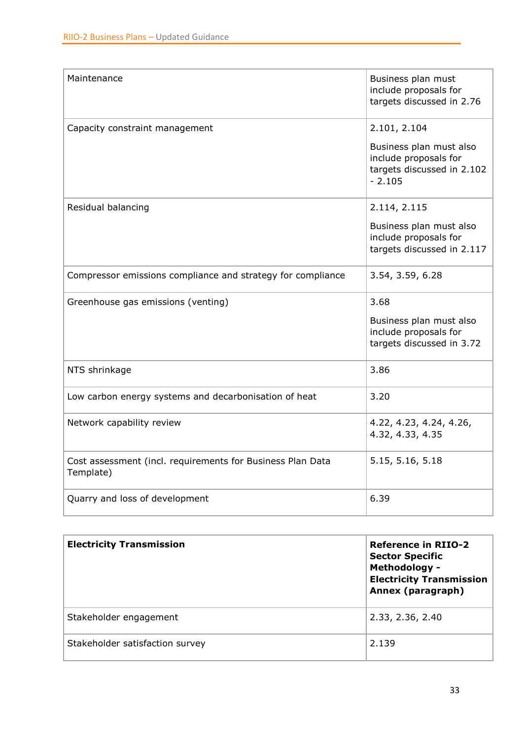| | |
|---|---|
| Maintenance | Business plan must include proposals for targets discussed in 2.76 |
| Capacity constraint management | 2.101, 2.104<br><br>Business plan must also include proposals for targets discussed in 2.102 - 2.105 |
| Residual balancing | 2.114, 2.115<br><br>Business plan must also include proposals for targets discussed in 2.117 |
| Compressor emissions compliance and strategy for compliance | 3.54, 3.59, 6.28 |
| Greenhouse gas emissions (venting) | 3.68<br><br>Business plan must also include proposals for targets discussed in 3.72 |
| NTS shrinkage | 3.86 |
| Low carbon energy systems and decarbonisation of heat | 3.20 |
| Network capability review | 4.22, 4.23, 4.24, 4.26, 4.32, 4.33, 4.35 |
| Cost assessment (incl. requirements for Business Plan Data Template) | 5.15, 5.16, 5.18 |
| Quarry and loss of development | 6.39 |

| **Electricity Transmission** | **Reference in RIIO-2 Sector Specific Methodology - Electricity Transmission Annex (paragraph)** |
|---|---|
| Stakeholder engagement | 2.33, 2.36, 2.40 |
| Stakeholder satisfaction survey | 2.139 |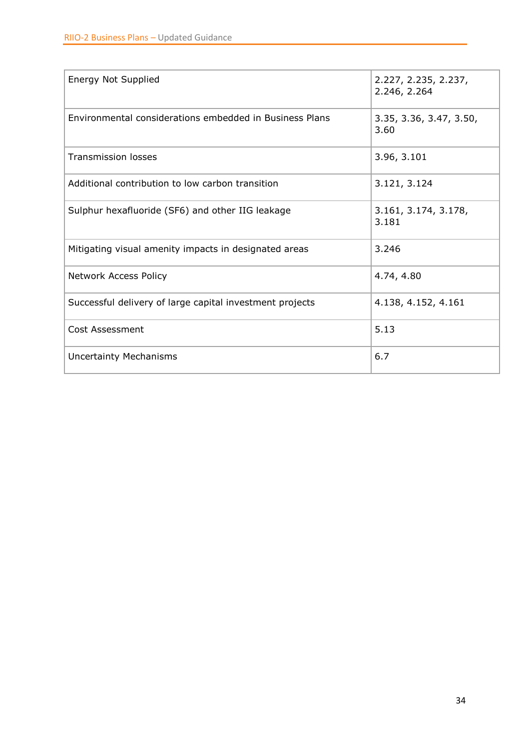| | |
|---|---|
| Energy Not Supplied | 2.227, 2.235, 2.237, 2.246, 2.264 |
| Environmental considerations embedded in Business Plans | 3.35, 3.36, 3.47, 3.50, 3.60 |
| Transmission losses | 3.96, 3.101 |
| Additional contribution to low carbon transition | 3.121, 3.124 |
| Sulphur hexafluoride (SF6) and other IIG leakage | 3.161, 3.174, 3.178, 3.181 |
| Mitigating visual amenity impacts in designated areas | 3.246 |
| Network Access Policy | 4.74, 4.80 |
| Successful delivery of large capital investment projects | 4.138, 4.152, 4.161 |
| Cost Assessment | 5.13 |
| Uncertainty Mechanisms | 6.7 |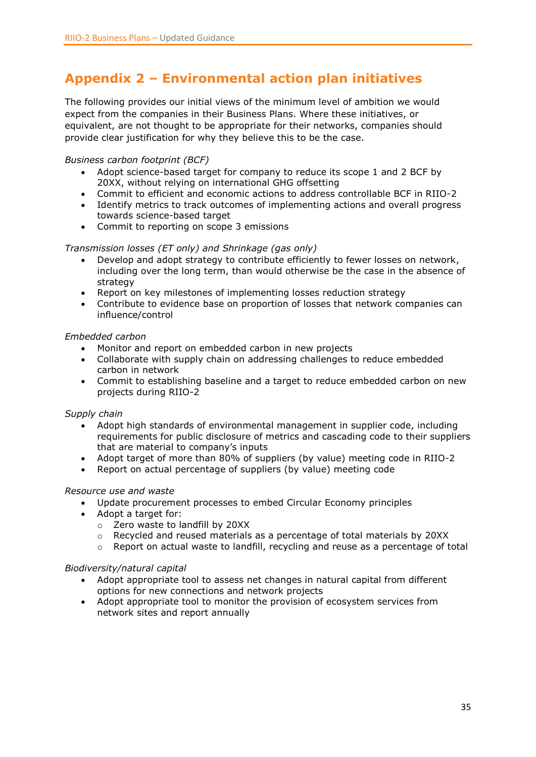## Appendix 2 – Environmental action plan initiatives

The following provides our initial views of the minimum level of ambition we would expect from the companies in their Business Plans. Where these initiatives, or equivalent, are not thought to be appropriate for their networks, companies should provide clear justification for why they believe this to be the case.

*Business carbon footprint (BCF)*

- Adopt science-based target for company to reduce its scope 1 and 2 BCF by 20XX, without relying on international GHG offsetting
- Commit to efficient and economic actions to address controllable BCF in RIIO-2
- Identify metrics to track outcomes of implementing actions and overall progress towards science-based target
- Commit to reporting on scope 3 emissions

*Transmission losses (ET only) and Shrinkage (gas only)*

- Develop and adopt strategy to contribute efficiently to fewer losses on network, including over the long term, than would otherwise be the case in the absence of strategy
- Report on key milestones of implementing losses reduction strategy
- Contribute to evidence base on proportion of losses that network companies can influence/control

*Embedded carbon*

- Monitor and report on embedded carbon in new projects
- Collaborate with supply chain on addressing challenges to reduce embedded carbon in network
- Commit to establishing baseline and a target to reduce embedded carbon on new projects during RIIO-2

*Supply chain*

- Adopt high standards of environmental management in supplier code, including requirements for public disclosure of metrics and cascading code to their suppliers that are material to company's inputs
- Adopt target of more than 80% of suppliers (by value) meeting code in RIIO-2
- Report on actual percentage of suppliers (by value) meeting code

*Resource use and waste*

- Update procurement processes to embed Circular Economy principles
- Adopt a target for:
  - Zero waste to landfill by 20XX
  - Recycled and reused materials as a percentage of total materials by 20XX
  - Report on actual waste to landfill, recycling and reuse as a percentage of total

*Biodiversity/natural capital*

- Adopt appropriate tool to assess net changes in natural capital from different options for new connections and network projects
- Adopt appropriate tool to monitor the provision of ecosystem services from network sites and report annually